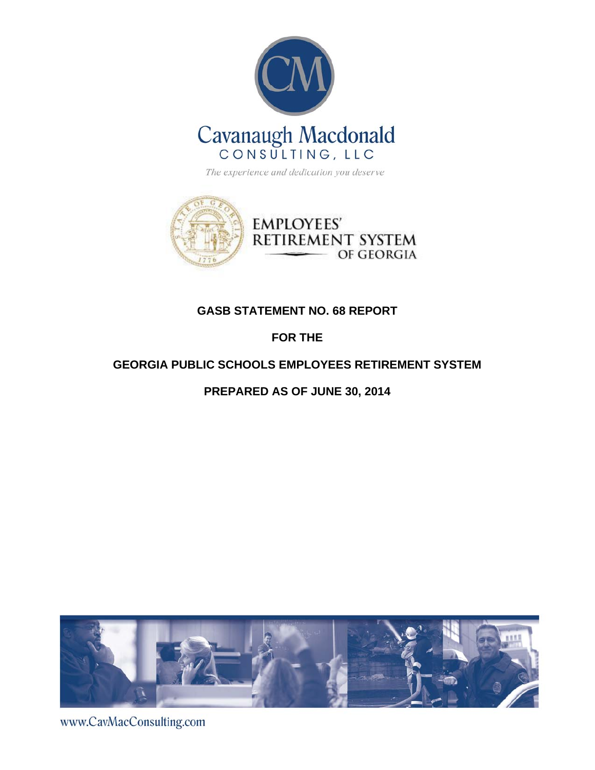Cavanaugh Macdonald
CONSULTING, LLC

*The experience and dedication you deserve*

EMPLOYEES' RETIREMENT SYSTEM OF GEORGIA

# GASB STATEMENT NO. 68 REPORT

# FOR THE

# GEORGIA PUBLIC SCHOOLS EMPLOYEES RETIREMENT SYSTEM

# PREPARED AS OF JUNE 30, 2014

www.CavMacConsulting.com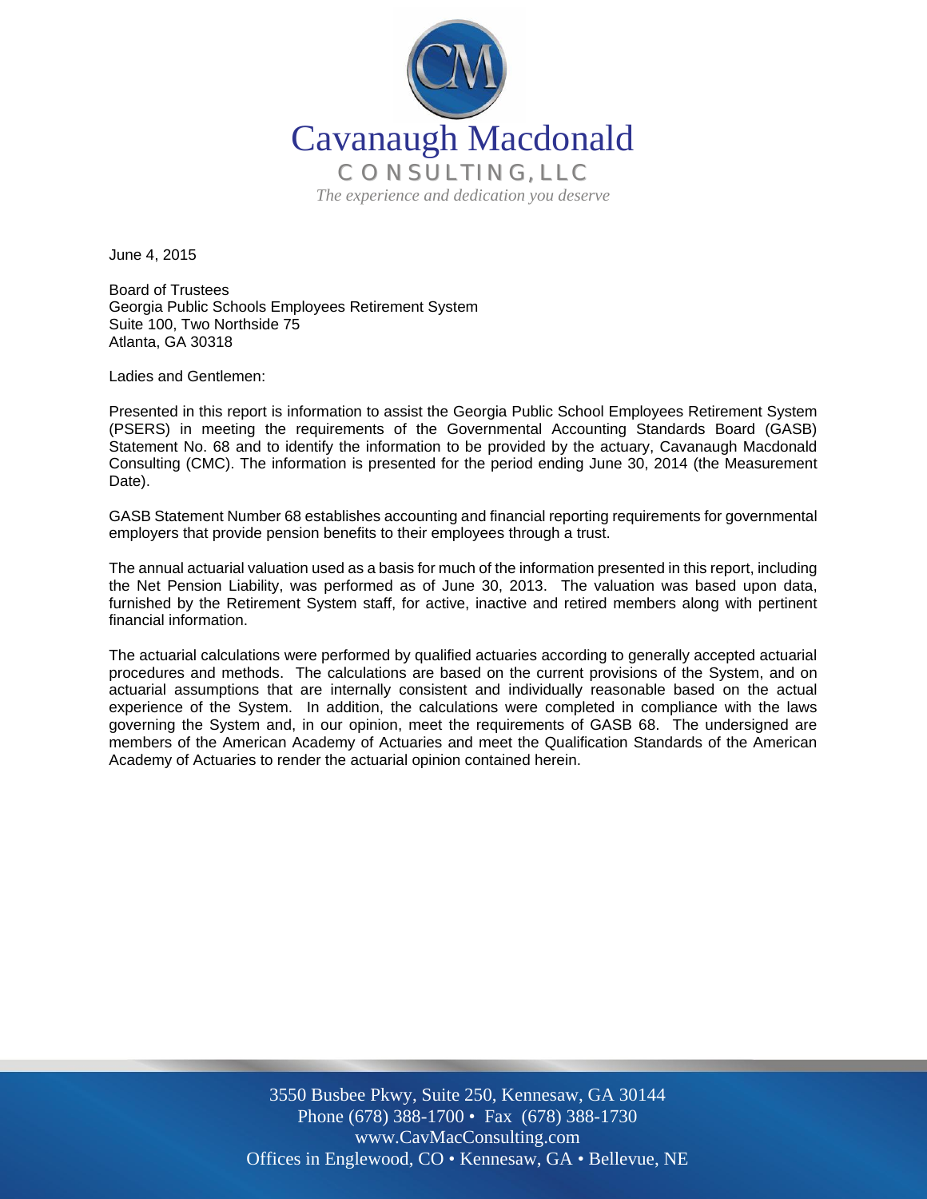Cavanaugh Macdonald
CONSULTING, LLC
*The experience and dedication you deserve*

June 4, 2015

Board of Trustees
Georgia Public Schools Employees Retirement System
Suite 100, Two Northside 75
Atlanta, GA 30318

Ladies and Gentlemen:

Presented in this report is information to assist the Georgia Public School Employees Retirement System (PSERS) in meeting the requirements of the Governmental Accounting Standards Board (GASB) Statement No. 68 and to identify the information to be provided by the actuary, Cavanaugh Macdonald Consulting (CMC). The information is presented for the period ending June 30, 2014 (the Measurement Date).

GASB Statement Number 68 establishes accounting and financial reporting requirements for governmental employers that provide pension benefits to their employees through a trust.

The annual actuarial valuation used as a basis for much of the information presented in this report, including the Net Pension Liability, was performed as of June 30, 2013. The valuation was based upon data, furnished by the Retirement System staff, for active, inactive and retired members along with pertinent financial information.

The actuarial calculations were performed by qualified actuaries according to generally accepted actuarial procedures and methods. The calculations are based on the current provisions of the System, and on actuarial assumptions that are internally consistent and individually reasonable based on the actual experience of the System. In addition, the calculations were completed in compliance with the laws governing the System and, in our opinion, meet the requirements of GASB 68. The undersigned are members of the American Academy of Actuaries and meet the Qualification Standards of the American Academy of Actuaries to render the actuarial opinion contained herein.

3550 Busbee Pkwy, Suite 250, Kennesaw, GA 30144
Phone (678) 388-1700 • Fax (678) 388-1730
www.CavMacConsulting.com
Offices in Englewood, CO • Kennesaw, GA • Bellevue, NE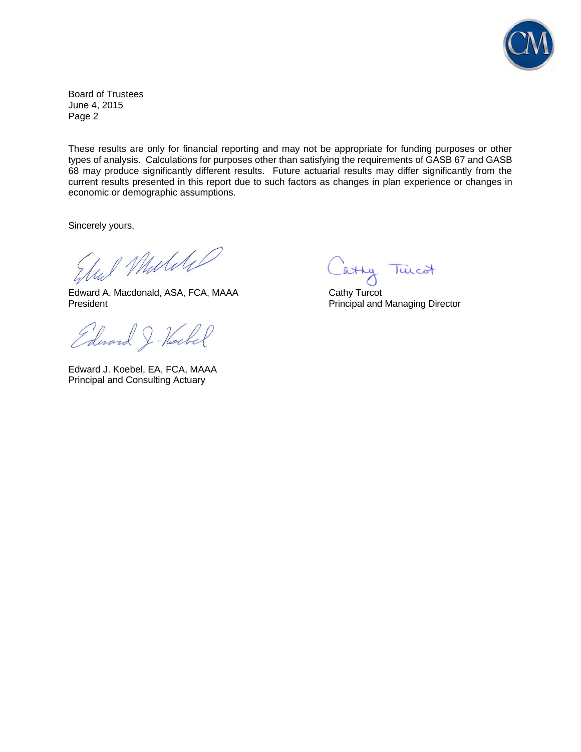Board of Trustees
June 4, 2015
Page 2

These results are only for financial reporting and may not be appropriate for funding purposes or other types of analysis. Calculations for purposes other than satisfying the requirements of GASB 67 and GASB 68 may produce significantly different results. Future actuarial results may differ significantly from the current results presented in this report due to such factors as changes in plan experience or changes in economic or demographic assumptions.

Sincerely yours,

Edward A. Macdonald, ASA, FCA, MAAA
President

Cathy Turcot
Principal and Managing Director

Edward J. Koebel, EA, FCA, MAAA
Principal and Consulting Actuary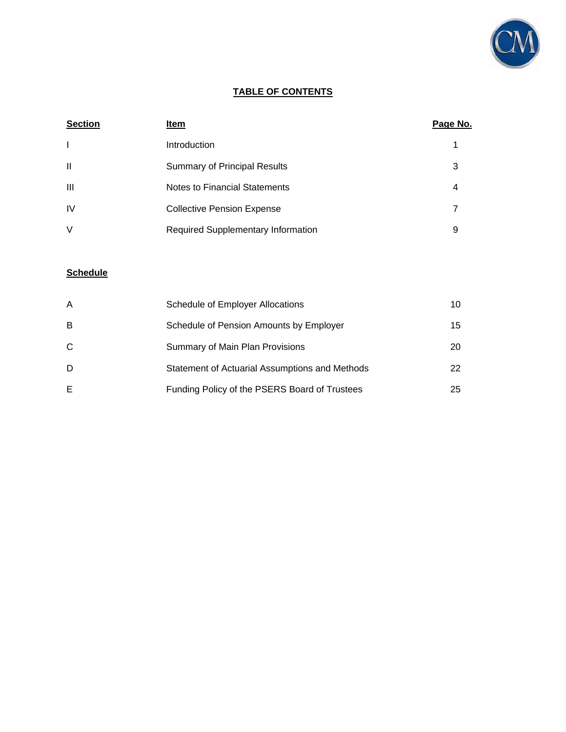# TABLE OF CONTENTS

| Section | Item | Page No. |
| --- | --- | --- |
| I | Introduction | 1 |
| II | Summary of Principal Results | 3 |
| III | Notes to Financial Statements | 4 |
| IV | Collective Pension Expense | 7 |
| V | Required Supplementary Information | 9 |

| Schedule | | |
| --- | --- | --- |
| A | Schedule of Employer Allocations | 10 |
| B | Schedule of Pension Amounts by Employer | 15 |
| C | Summary of Main Plan Provisions | 20 |
| D | Statement of Actuarial Assumptions and Methods | 22 |
| E | Funding Policy of the PSERS Board of Trustees | 25 |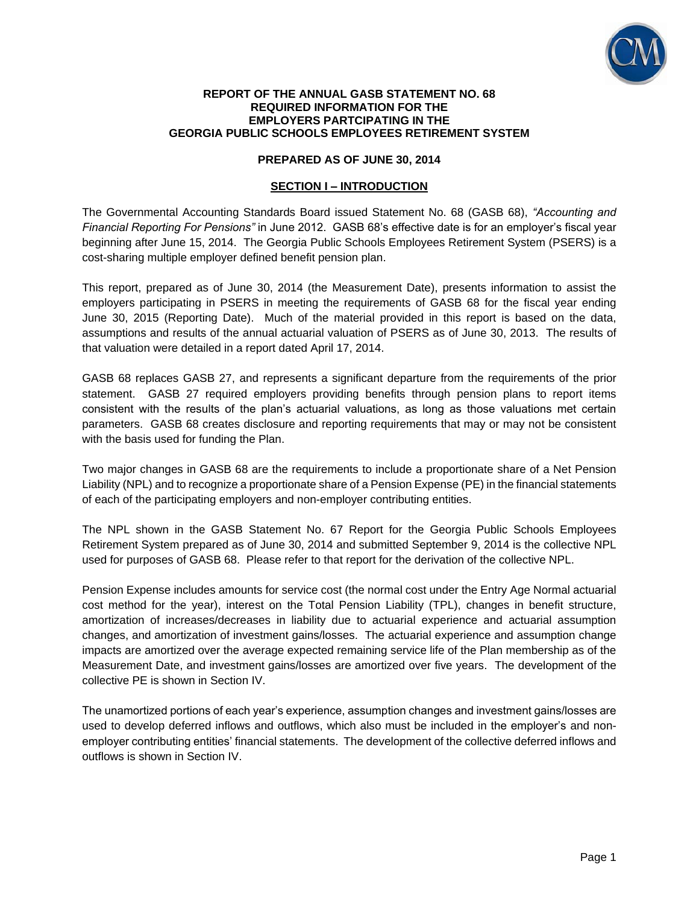**REPORT OF THE ANNUAL GASB STATEMENT NO. 68**
**REQUIRED INFORMATION FOR THE**
**EMPLOYERS PARTCIPATING IN THE**
**GEORGIA PUBLIC SCHOOLS EMPLOYEES RETIREMENT SYSTEM**

**PREPARED AS OF JUNE 30, 2014**

## SECTION I – INTRODUCTION

The Governmental Accounting Standards Board issued Statement No. 68 (GASB 68), *"Accounting and Financial Reporting For Pensions"* in June 2012. GASB 68's effective date is for an employer's fiscal year beginning after June 15, 2014. The Georgia Public Schools Employees Retirement System (PSERS) is a cost-sharing multiple employer defined benefit pension plan.

This report, prepared as of June 30, 2014 (the Measurement Date), presents information to assist the employers participating in PSERS in meeting the requirements of GASB 68 for the fiscal year ending June 30, 2015 (Reporting Date). Much of the material provided in this report is based on the data, assumptions and results of the annual actuarial valuation of PSERS as of June 30, 2013. The results of that valuation were detailed in a report dated April 17, 2014.

GASB 68 replaces GASB 27, and represents a significant departure from the requirements of the prior statement. GASB 27 required employers providing benefits through pension plans to report items consistent with the results of the plan's actuarial valuations, as long as those valuations met certain parameters. GASB 68 creates disclosure and reporting requirements that may or may not be consistent with the basis used for funding the Plan.

Two major changes in GASB 68 are the requirements to include a proportionate share of a Net Pension Liability (NPL) and to recognize a proportionate share of a Pension Expense (PE) in the financial statements of each of the participating employers and non-employer contributing entities.

The NPL shown in the GASB Statement No. 67 Report for the Georgia Public Schools Employees Retirement System prepared as of June 30, 2014 and submitted September 9, 2014 is the collective NPL used for purposes of GASB 68. Please refer to that report for the derivation of the collective NPL.

Pension Expense includes amounts for service cost (the normal cost under the Entry Age Normal actuarial cost method for the year), interest on the Total Pension Liability (TPL), changes in benefit structure, amortization of increases/decreases in liability due to actuarial experience and actuarial assumption changes, and amortization of investment gains/losses. The actuarial experience and assumption change impacts are amortized over the average expected remaining service life of the Plan membership as of the Measurement Date, and investment gains/losses are amortized over five years. The development of the collective PE is shown in Section IV.

The unamortized portions of each year's experience, assumption changes and investment gains/losses are used to develop deferred inflows and outflows, which also must be included in the employer's and non-employer contributing entities' financial statements. The development of the collective deferred inflows and outflows is shown in Section IV.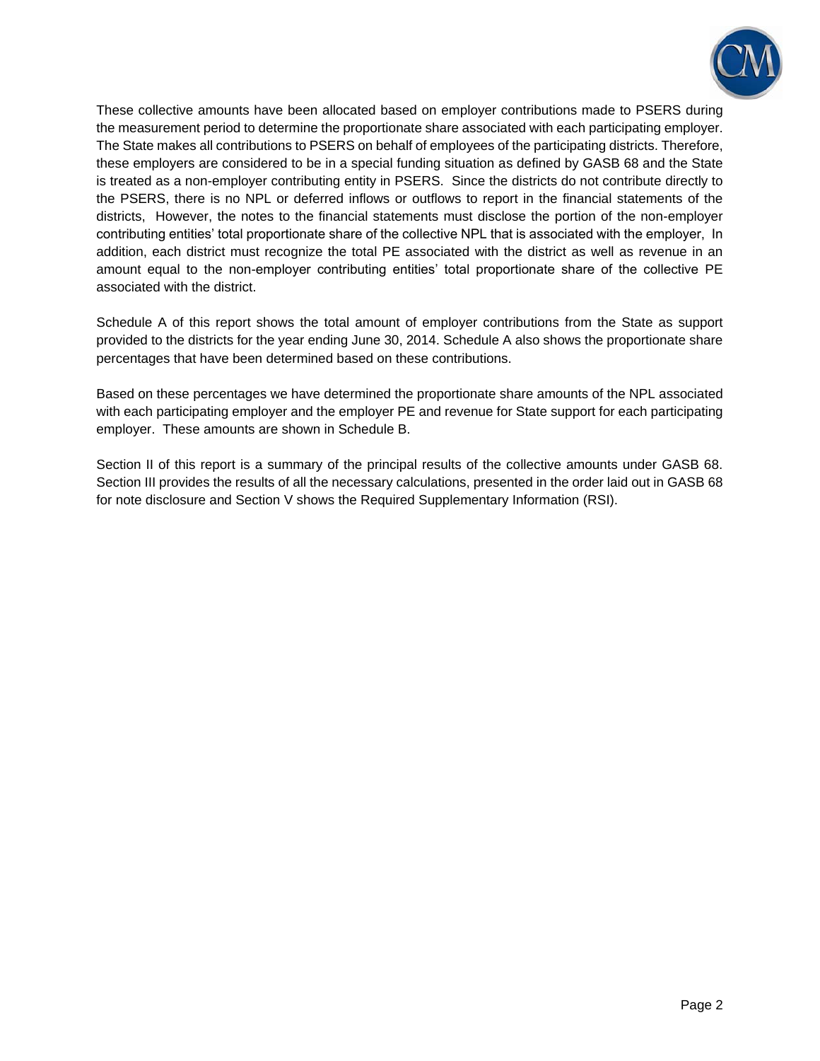These collective amounts have been allocated based on employer contributions made to PSERS during the measurement period to determine the proportionate share associated with each participating employer. The State makes all contributions to PSERS on behalf of employees of the participating districts. Therefore, these employers are considered to be in a special funding situation as defined by GASB 68 and the State is treated as a non-employer contributing entity in PSERS. Since the districts do not contribute directly to the PSERS, there is no NPL or deferred inflows or outflows to report in the financial statements of the districts, However, the notes to the financial statements must disclose the portion of the non-employer contributing entities' total proportionate share of the collective NPL that is associated with the employer, In addition, each district must recognize the total PE associated with the district as well as revenue in an amount equal to the non-employer contributing entities' total proportionate share of the collective PE associated with the district.

Schedule A of this report shows the total amount of employer contributions from the State as support provided to the districts for the year ending June 30, 2014. Schedule A also shows the proportionate share percentages that have been determined based on these contributions.

Based on these percentages we have determined the proportionate share amounts of the NPL associated with each participating employer and the employer PE and revenue for State support for each participating employer. These amounts are shown in Schedule B.

Section II of this report is a summary of the principal results of the collective amounts under GASB 68. Section III provides the results of all the necessary calculations, presented in the order laid out in GASB 68 for note disclosure and Section V shows the Required Supplementary Information (RSI).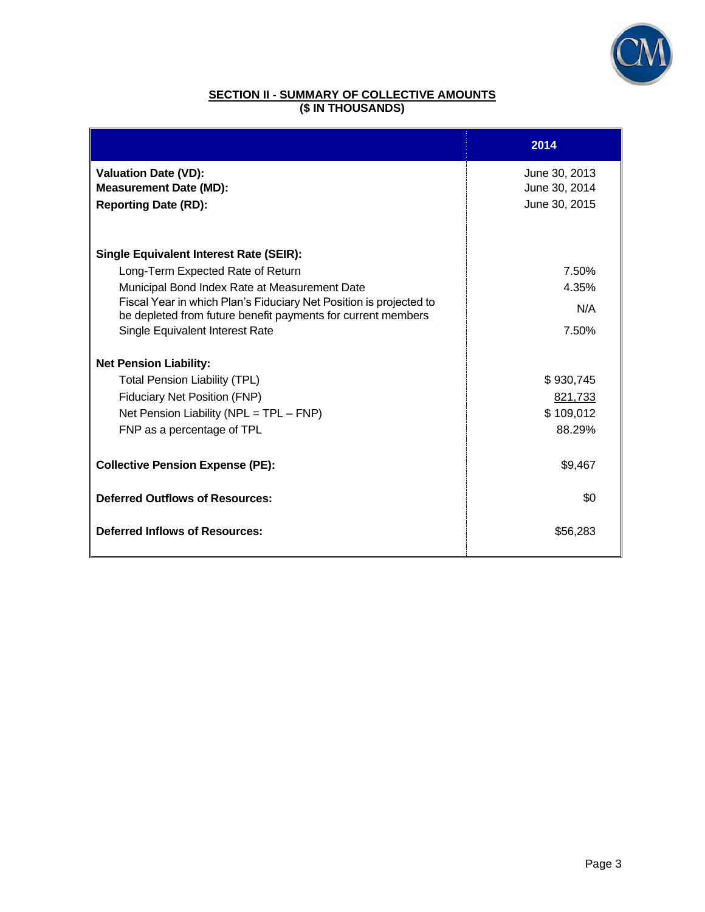## SECTION II - SUMMARY OF COLLECTIVE AMOUNTS
### ($ IN THOUSANDS)

| | 2014 |
|---|---|
| **Valuation Date (VD):** | June 30, 2013 |
| **Measurement Date (MD):** | June 30, 2014 |
| **Reporting Date (RD):** | June 30, 2015 |
| | |
| **Single Equivalent Interest Rate (SEIR):** | |
| Long-Term Expected Rate of Return | 7.50% |
| Municipal Bond Index Rate at Measurement Date | 4.35% |
| Fiscal Year in which Plan's Fiduciary Net Position is projected to be depleted from future benefit payments for current members | N/A |
| Single Equivalent Interest Rate | 7.50% |
| | |
| **Net Pension Liability:** | |
| Total Pension Liability (TPL) | $ 930,745 |
| Fiduciary Net Position (FNP) | 821,733 |
| Net Pension Liability (NPL = TPL – FNP) | $ 109,012 |
| FNP as a percentage of TPL | 88.29% |
| | |
| **Collective Pension Expense (PE):** | $9,467 |
| | |
| **Deferred Outflows of Resources:** | $0 |
| | |
| **Deferred Inflows of Resources:** | $56,283 |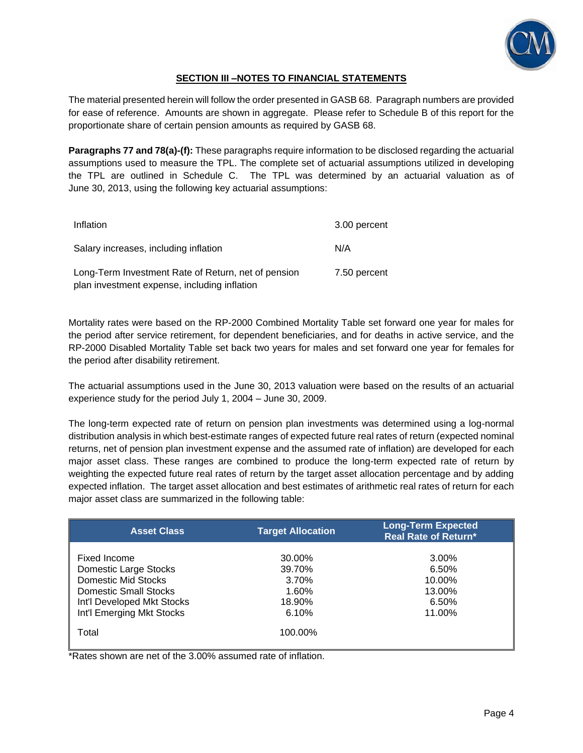## SECTION III –NOTES TO FINANCIAL STATEMENTS

The material presented herein will follow the order presented in GASB 68. Paragraph numbers are provided for ease of reference. Amounts are shown in aggregate. Please refer to Schedule B of this report for the proportionate share of certain pension amounts as required by GASB 68.

**Paragraphs 77 and 78(a)-(f):** These paragraphs require information to be disclosed regarding the actuarial assumptions used to measure the TPL. The complete set of actuarial assumptions utilized in developing the TPL are outlined in Schedule C. The TPL was determined by an actuarial valuation as of June 30, 2013, using the following key actuarial assumptions:

| | |
|---|---|
| Inflation | 3.00 percent |
| Salary increases, including inflation | N/A |
| Long-Term Investment Rate of Return, net of pension plan investment expense, including inflation | 7.50 percent |

Mortality rates were based on the RP-2000 Combined Mortality Table set forward one year for males for the period after service retirement, for dependent beneficiaries, and for deaths in active service, and the RP-2000 Disabled Mortality Table set back two years for males and set forward one year for females for the period after disability retirement.

The actuarial assumptions used in the June 30, 2013 valuation were based on the results of an actuarial experience study for the period July 1, 2004 – June 30, 2009.

The long-term expected rate of return on pension plan investments was determined using a log-normal distribution analysis in which best-estimate ranges of expected future real rates of return (expected nominal returns, net of pension plan investment expense and the assumed rate of inflation) are developed for each major asset class. These ranges are combined to produce the long-term expected rate of return by weighting the expected future real rates of return by the target asset allocation percentage and by adding expected inflation. The target asset allocation and best estimates of arithmetic real rates of return for each major asset class are summarized in the following table:

| Asset Class | Target Allocation | Long-Term Expected Real Rate of Return* |
|---|---|---|
| Fixed Income | 30.00% | 3.00% |
| Domestic Large Stocks | 39.70% | 6.50% |
| Domestic Mid Stocks | 3.70% | 10.00% |
| Domestic Small Stocks | 1.60% | 13.00% |
| Int'l Developed Mkt Stocks | 18.90% | 6.50% |
| Int'l Emerging Mkt Stocks | 6.10% | 11.00% |
| Total | 100.00% | |

*Rates shown are net of the 3.00% assumed rate of inflation.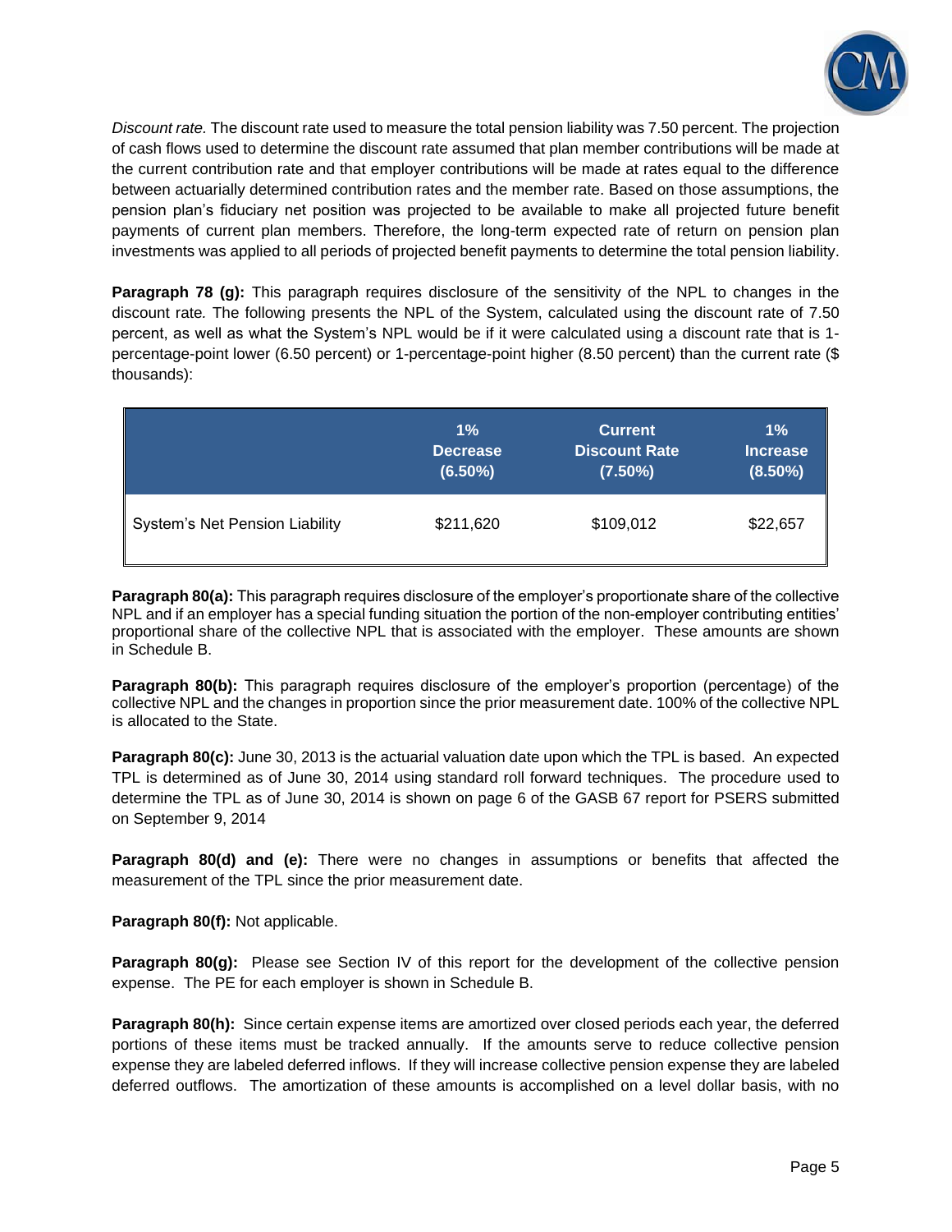*Discount rate.* The discount rate used to measure the total pension liability was 7.50 percent. The projection of cash flows used to determine the discount rate assumed that plan member contributions will be made at the current contribution rate and that employer contributions will be made at rates equal to the difference between actuarially determined contribution rates and the member rate. Based on those assumptions, the pension plan's fiduciary net position was projected to be available to make all projected future benefit payments of current plan members. Therefore, the long-term expected rate of return on pension plan investments was applied to all periods of projected benefit payments to determine the total pension liability.

**Paragraph 78 (g):** This paragraph requires disclosure of the sensitivity of the NPL to changes in the discount rate. The following presents the NPL of the System, calculated using the discount rate of 7.50 percent, as well as what the System's NPL would be if it were calculated using a discount rate that is 1-percentage-point lower (6.50 percent) or 1-percentage-point higher (8.50 percent) than the current rate ($ thousands):

| | 1% Decrease (6.50%) | Current Discount Rate (7.50%) | 1% Increase (8.50%) |
|---|---|---|---|
| System's Net Pension Liability | $211,620 | $109,012 | $22,657 |

**Paragraph 80(a):** This paragraph requires disclosure of the employer's proportionate share of the collective NPL and if an employer has a special funding situation the portion of the non-employer contributing entities' proportional share of the collective NPL that is associated with the employer. These amounts are shown in Schedule B.

**Paragraph 80(b):** This paragraph requires disclosure of the employer's proportion (percentage) of the collective NPL and the changes in proportion since the prior measurement date. 100% of the collective NPL is allocated to the State.

**Paragraph 80(c):** June 30, 2013 is the actuarial valuation date upon which the TPL is based. An expected TPL is determined as of June 30, 2014 using standard roll forward techniques. The procedure used to determine the TPL as of June 30, 2014 is shown on page 6 of the GASB 67 report for PSERS submitted on September 9, 2014

**Paragraph 80(d) and (e):** There were no changes in assumptions or benefits that affected the measurement of the TPL since the prior measurement date.

**Paragraph 80(f):** Not applicable.

**Paragraph 80(g):** Please see Section IV of this report for the development of the collective pension expense. The PE for each employer is shown in Schedule B.

**Paragraph 80(h):** Since certain expense items are amortized over closed periods each year, the deferred portions of these items must be tracked annually. If the amounts serve to reduce collective pension expense they are labeled deferred inflows. If they will increase collective pension expense they are labeled deferred outflows. The amortization of these amounts is accomplished on a level dollar basis, with no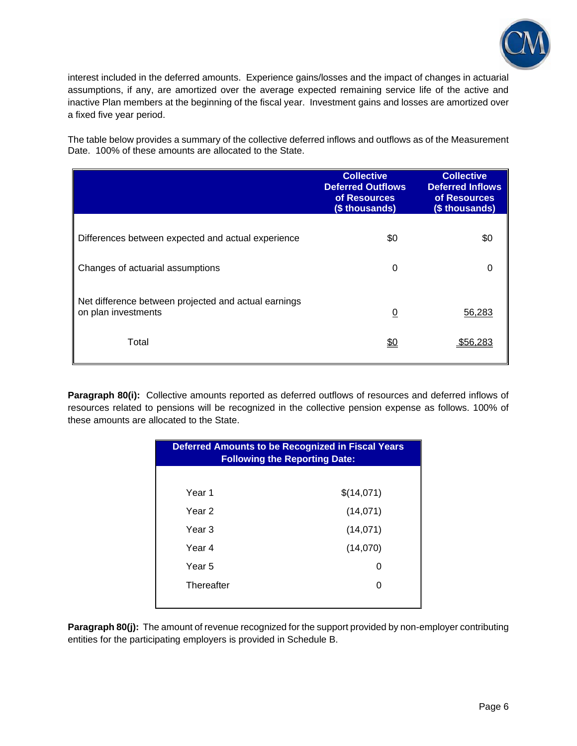interest included in the deferred amounts. Experience gains/losses and the impact of changes in actuarial assumptions, if any, are amortized over the average expected remaining service life of the active and inactive Plan members at the beginning of the fiscal year. Investment gains and losses are amortized over a fixed five year period.

The table below provides a summary of the collective deferred inflows and outflows as of the Measurement Date. 100% of these amounts are allocated to the State.

| | Collective Deferred Outflows of Resources ($ thousands) | Collective Deferred Inflows of Resources ($ thousands) |
|---|---|---|
| Differences between expected and actual experience | $0 | $0 |
| Changes of actuarial assumptions | 0 | 0 |
| Net difference between projected and actual earnings on plan investments | 0 | 56,283 |
| Total | $0 | $56,283 |

**Paragraph 80(i):** Collective amounts reported as deferred outflows of resources and deferred inflows of resources related to pensions will be recognized in the collective pension expense as follows. 100% of these amounts are allocated to the State.

| Deferred Amounts to be Recognized in Fiscal Years Following the Reporting Date: | |
|---|---|
| Year 1 | $(14,071) |
| Year 2 | (14,071) |
| Year 3 | (14,071) |
| Year 4 | (14,070) |
| Year 5 | 0 |
| Thereafter | 0 |

**Paragraph 80(j):** The amount of revenue recognized for the support provided by non-employer contributing entities for the participating employers is provided in Schedule B.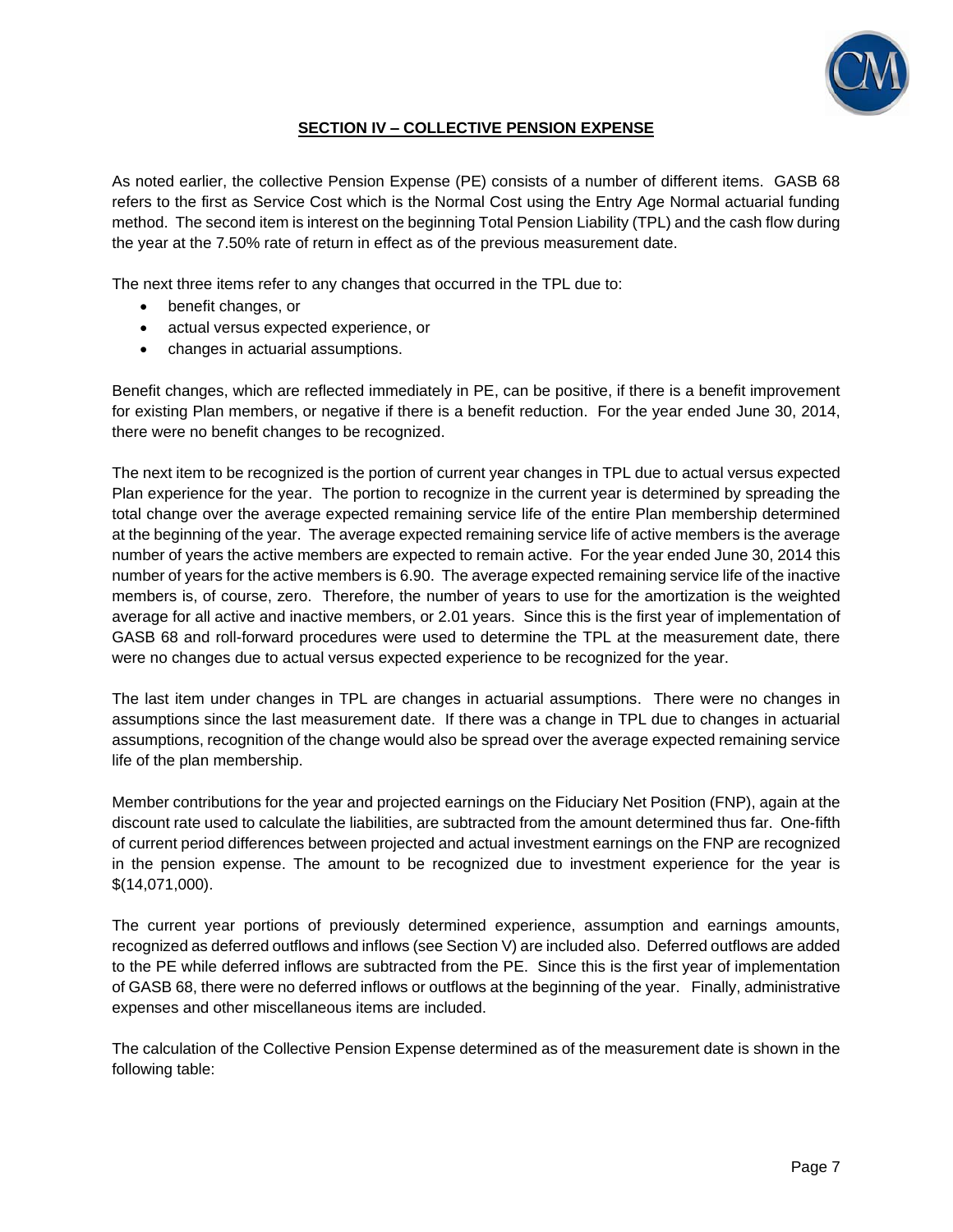## SECTION IV – COLLECTIVE PENSION EXPENSE

As noted earlier, the collective Pension Expense (PE) consists of a number of different items. GASB 68 refers to the first as Service Cost which is the Normal Cost using the Entry Age Normal actuarial funding method. The second item is interest on the beginning Total Pension Liability (TPL) and the cash flow during the year at the 7.50% rate of return in effect as of the previous measurement date.

The next three items refer to any changes that occurred in the TPL due to:

- benefit changes, or
- actual versus expected experience, or
- changes in actuarial assumptions.

Benefit changes, which are reflected immediately in PE, can be positive, if there is a benefit improvement for existing Plan members, or negative if there is a benefit reduction. For the year ended June 30, 2014, there were no benefit changes to be recognized.

The next item to be recognized is the portion of current year changes in TPL due to actual versus expected Plan experience for the year. The portion to recognize in the current year is determined by spreading the total change over the average expected remaining service life of the entire Plan membership determined at the beginning of the year. The average expected remaining service life of active members is the average number of years the active members are expected to remain active. For the year ended June 30, 2014 this number of years for the active members is 6.90. The average expected remaining service life of the inactive members is, of course, zero. Therefore, the number of years to use for the amortization is the weighted average for all active and inactive members, or 2.01 years. Since this is the first year of implementation of GASB 68 and roll-forward procedures were used to determine the TPL at the measurement date, there were no changes due to actual versus expected experience to be recognized for the year.

The last item under changes in TPL are changes in actuarial assumptions. There were no changes in assumptions since the last measurement date. If there was a change in TPL due to changes in actuarial assumptions, recognition of the change would also be spread over the average expected remaining service life of the plan membership.

Member contributions for the year and projected earnings on the Fiduciary Net Position (FNP), again at the discount rate used to calculate the liabilities, are subtracted from the amount determined thus far. One-fifth of current period differences between projected and actual investment earnings on the FNP are recognized in the pension expense. The amount to be recognized due to investment experience for the year is $(14,071,000).

The current year portions of previously determined experience, assumption and earnings amounts, recognized as deferred outflows and inflows (see Section V) are included also. Deferred outflows are added to the PE while deferred inflows are subtracted from the PE. Since this is the first year of implementation of GASB 68, there were no deferred inflows or outflows at the beginning of the year. Finally, administrative expenses and other miscellaneous items are included.

The calculation of the Collective Pension Expense determined as of the measurement date is shown in the following table: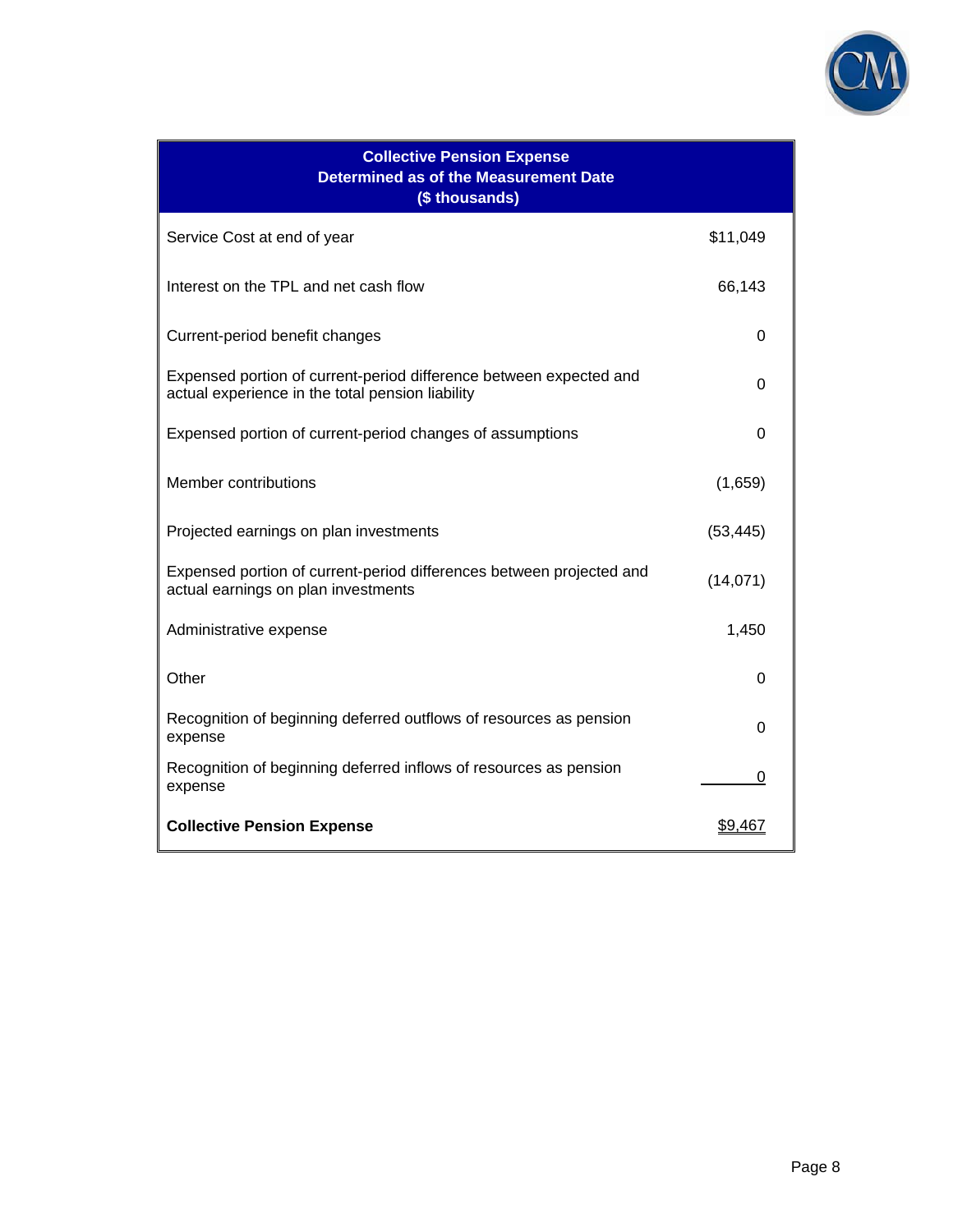| Collective Pension Expense Determined as of the Measurement Date ($ thousands) | |
|---|---|
| Service Cost at end of year | $11,049 |
| Interest on the TPL and net cash flow | 66,143 |
| Current-period benefit changes | 0 |
| Expensed portion of current-period difference between expected and actual experience in the total pension liability | 0 |
| Expensed portion of current-period changes of assumptions | 0 |
| Member contributions | (1,659) |
| Projected earnings on plan investments | (53,445) |
| Expensed portion of current-period differences between projected and actual earnings on plan investments | (14,071) |
| Administrative expense | 1,450 |
| Other | 0 |
| Recognition of beginning deferred outflows of resources as pension expense | 0 |
| Recognition of beginning deferred inflows of resources as pension expense | 0 |
| **Collective Pension Expense** | $9,467 |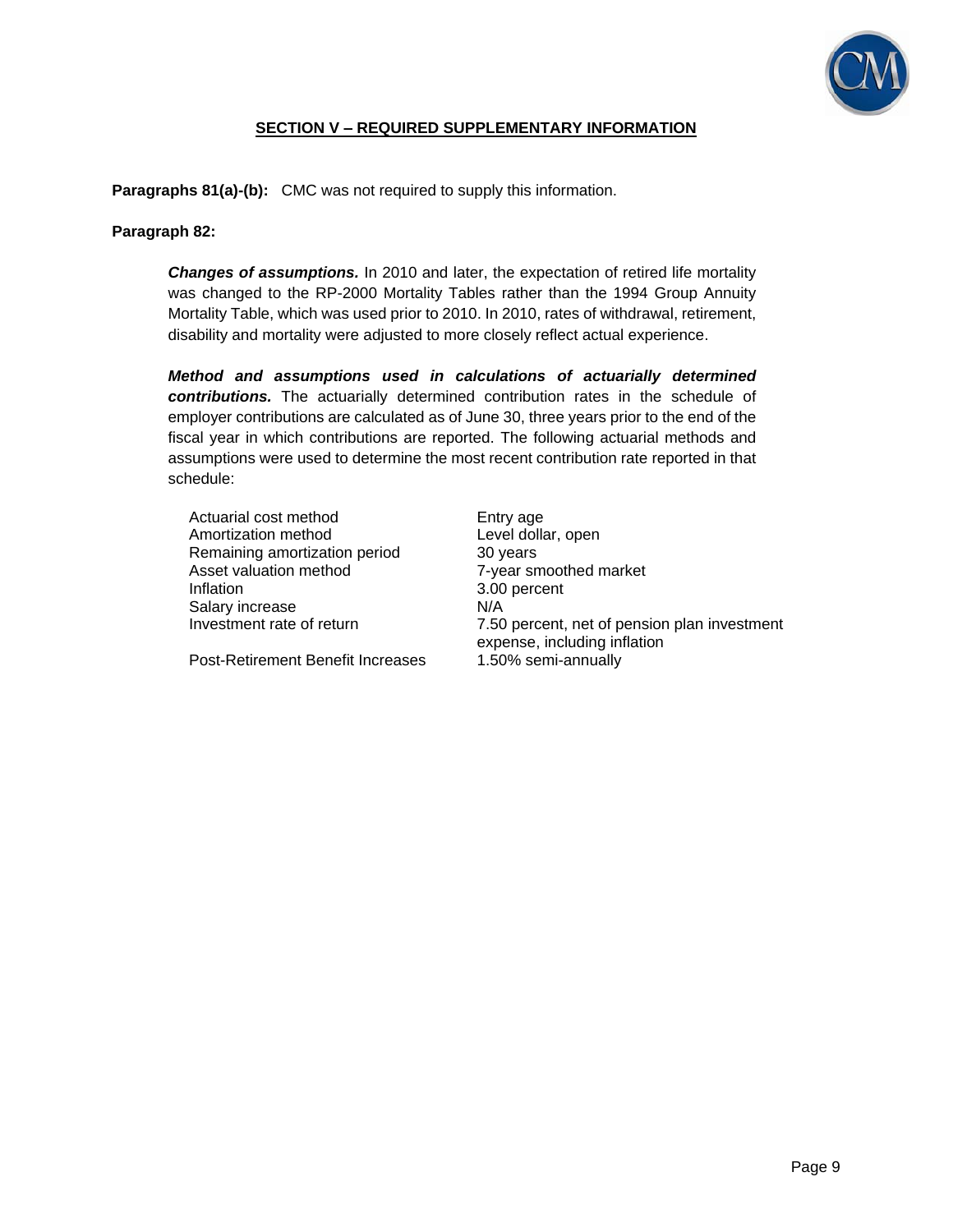## SECTION V – REQUIRED SUPPLEMENTARY INFORMATION

**Paragraphs 81(a)-(b):** CMC was not required to supply this information.

**Paragraph 82:**

***Changes of assumptions.*** In 2010 and later, the expectation of retired life mortality was changed to the RP-2000 Mortality Tables rather than the 1994 Group Annuity Mortality Table, which was used prior to 2010. In 2010, rates of withdrawal, retirement, disability and mortality were adjusted to more closely reflect actual experience.

***Method and assumptions used in calculations of actuarially determined contributions.*** The actuarially determined contribution rates in the schedule of employer contributions are calculated as of June 30, three years prior to the end of the fiscal year in which contributions are reported. The following actuarial methods and assumptions were used to determine the most recent contribution rate reported in that schedule:

| | |
|---|---|
| Actuarial cost method | Entry age |
| Amortization method | Level dollar, open |
| Remaining amortization period | 30 years |
| Asset valuation method | 7-year smoothed market |
| Inflation | 3.00 percent |
| Salary increase | N/A |
| Investment rate of return | 7.50 percent, net of pension plan investment expense, including inflation |
| Post-Retirement Benefit Increases | 1.50% semi-annually |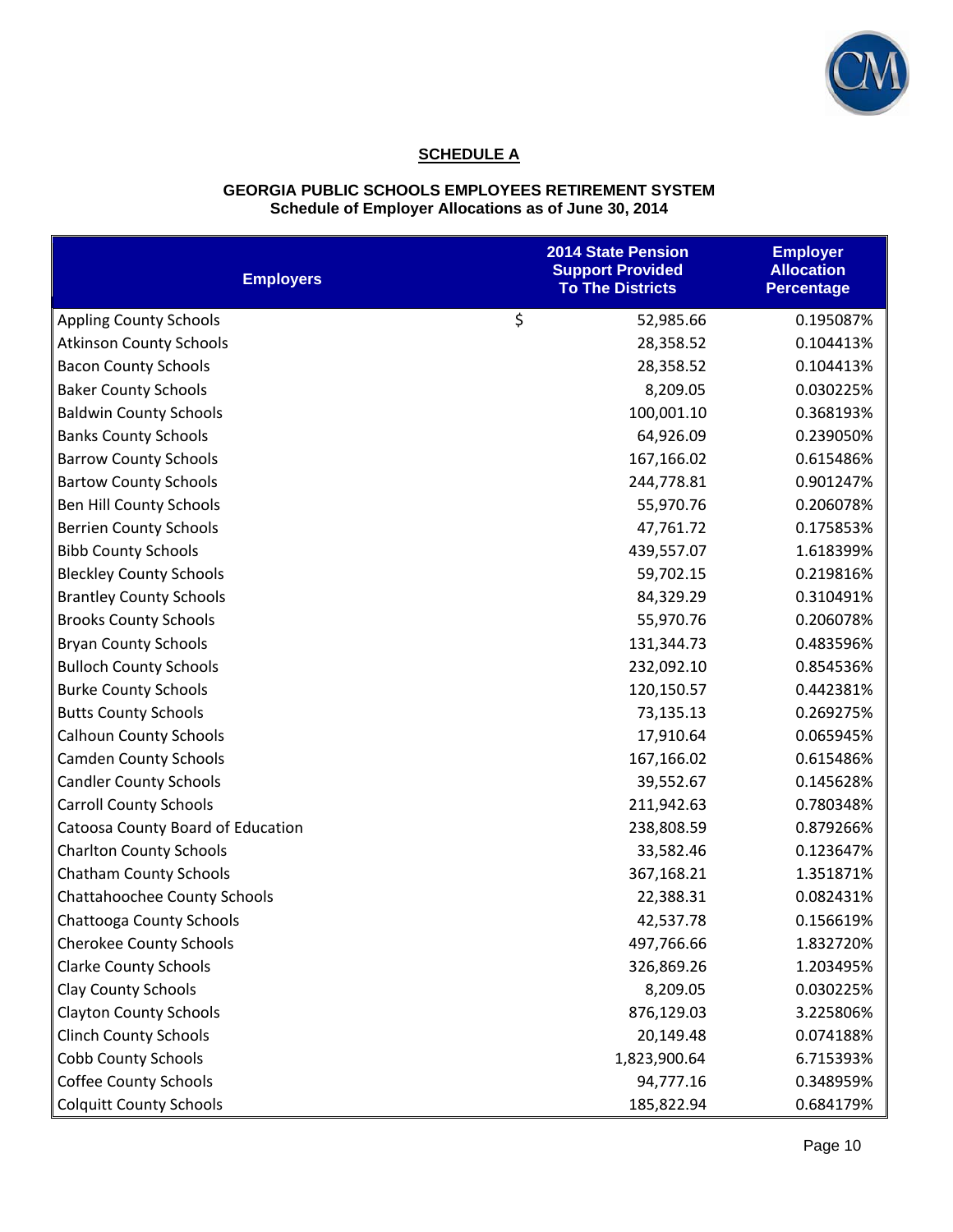**SCHEDULE A**

**GEORGIA PUBLIC SCHOOLS EMPLOYEES RETIREMENT SYSTEM**
**Schedule of Employer Allocations as of June 30, 2014**

| Employers | 2014 State Pension Support Provided To The Districts | Employer Allocation Percentage |
|---|---|---|
| Appling County Schools | $ 52,985.66 | 0.195087% |
| Atkinson County Schools | 28,358.52 | 0.104413% |
| Bacon County Schools | 28,358.52 | 0.104413% |
| Baker County Schools | 8,209.05 | 0.030225% |
| Baldwin County Schools | 100,001.10 | 0.368193% |
| Banks County Schools | 64,926.09 | 0.239050% |
| Barrow County Schools | 167,166.02 | 0.615486% |
| Bartow County Schools | 244,778.81 | 0.901247% |
| Ben Hill County Schools | 55,970.76 | 0.206078% |
| Berrien County Schools | 47,761.72 | 0.175853% |
| Bibb County Schools | 439,557.07 | 1.618399% |
| Bleckley County Schools | 59,702.15 | 0.219816% |
| Brantley County Schools | 84,329.29 | 0.310491% |
| Brooks County Schools | 55,970.76 | 0.206078% |
| Bryan County Schools | 131,344.73 | 0.483596% |
| Bulloch County Schools | 232,092.10 | 0.854536% |
| Burke County Schools | 120,150.57 | 0.442381% |
| Butts County Schools | 73,135.13 | 0.269275% |
| Calhoun County Schools | 17,910.64 | 0.065945% |
| Camden County Schools | 167,166.02 | 0.615486% |
| Candler County Schools | 39,552.67 | 0.145628% |
| Carroll County Schools | 211,942.63 | 0.780348% |
| Catoosa County Board of Education | 238,808.59 | 0.879266% |
| Charlton County Schools | 33,582.46 | 0.123647% |
| Chatham County Schools | 367,168.21 | 1.351871% |
| Chattahoochee County Schools | 22,388.31 | 0.082431% |
| Chattooga County Schools | 42,537.78 | 0.156619% |
| Cherokee County Schools | 497,766.66 | 1.832720% |
| Clarke County Schools | 326,869.26 | 1.203495% |
| Clay County Schools | 8,209.05 | 0.030225% |
| Clayton County Schools | 876,129.03 | 3.225806% |
| Clinch County Schools | 20,149.48 | 0.074188% |
| Cobb County Schools | 1,823,900.64 | 6.715393% |
| Coffee County Schools | 94,777.16 | 0.348959% |
| Colquitt County Schools | 185,822.94 | 0.684179% |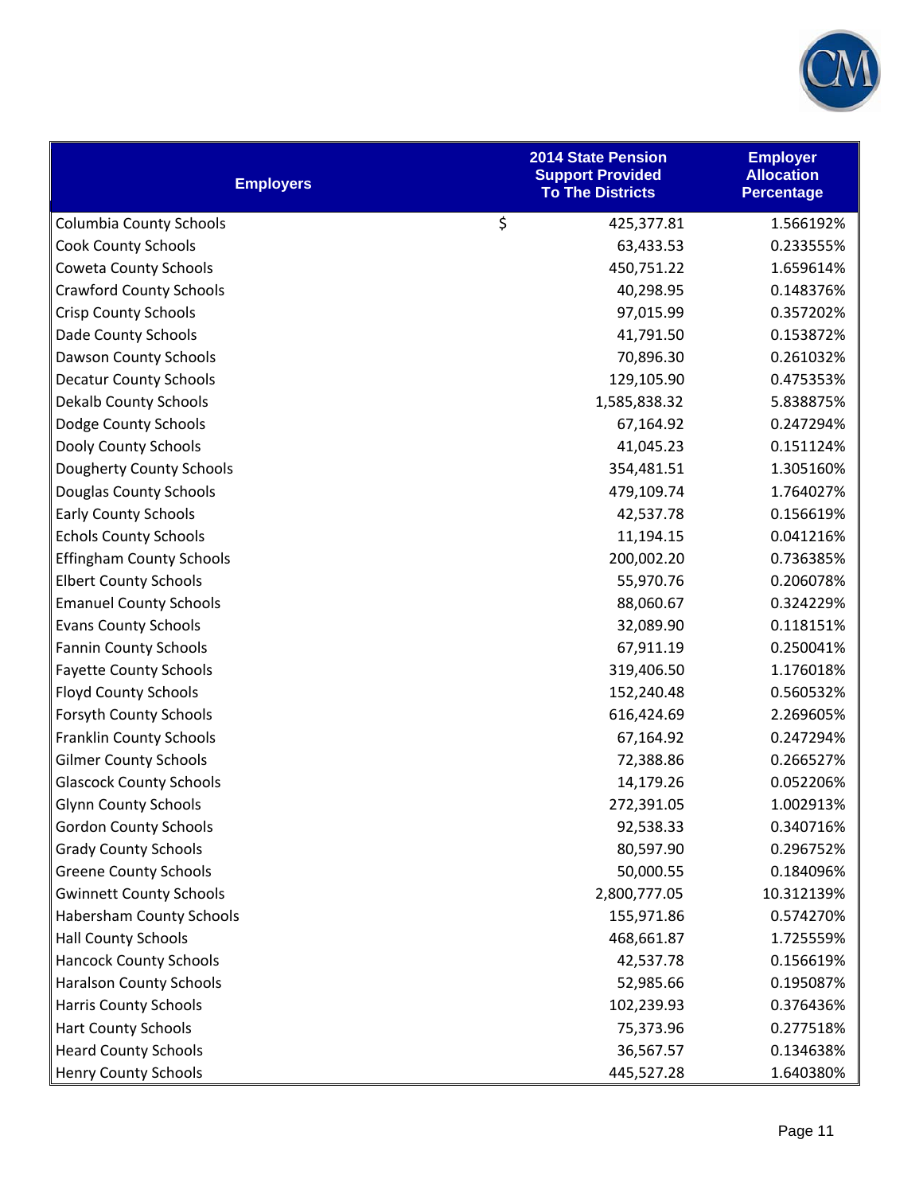| Employers | 2014 State Pension Support Provided To The Districts | Employer Allocation Percentage |
|---|---|---|
| Columbia County Schools | $ 425,377.81 | 1.566192% |
| Cook County Schools | 63,433.53 | 0.233555% |
| Coweta County Schools | 450,751.22 | 1.659614% |
| Crawford County Schools | 40,298.95 | 0.148376% |
| Crisp County Schools | 97,015.99 | 0.357202% |
| Dade County Schools | 41,791.50 | 0.153872% |
| Dawson County Schools | 70,896.30 | 0.261032% |
| Decatur County Schools | 129,105.90 | 0.475353% |
| Dekalb County Schools | 1,585,838.32 | 5.838875% |
| Dodge County Schools | 67,164.92 | 0.247294% |
| Dooly County Schools | 41,045.23 | 0.151124% |
| Dougherty County Schools | 354,481.51 | 1.305160% |
| Douglas County Schools | 479,109.74 | 1.764027% |
| Early County Schools | 42,537.78 | 0.156619% |
| Echols County Schools | 11,194.15 | 0.041216% |
| Effingham County Schools | 200,002.20 | 0.736385% |
| Elbert County Schools | 55,970.76 | 0.206078% |
| Emanuel County Schools | 88,060.67 | 0.324229% |
| Evans County Schools | 32,089.90 | 0.118151% |
| Fannin County Schools | 67,911.19 | 0.250041% |
| Fayette County Schools | 319,406.50 | 1.176018% |
| Floyd County Schools | 152,240.48 | 0.560532% |
| Forsyth County Schools | 616,424.69 | 2.269605% |
| Franklin County Schools | 67,164.92 | 0.247294% |
| Gilmer County Schools | 72,388.86 | 0.266527% |
| Glascock County Schools | 14,179.26 | 0.052206% |
| Glynn County Schools | 272,391.05 | 1.002913% |
| Gordon County Schools | 92,538.33 | 0.340716% |
| Grady County Schools | 80,597.90 | 0.296752% |
| Greene County Schools | 50,000.55 | 0.184096% |
| Gwinnett County Schools | 2,800,777.05 | 10.312139% |
| Habersham County Schools | 155,971.86 | 0.574270% |
| Hall County Schools | 468,661.87 | 1.725559% |
| Hancock County Schools | 42,537.78 | 0.156619% |
| Haralson County Schools | 52,985.66 | 0.195087% |
| Harris County Schools | 102,239.93 | 0.376436% |
| Hart County Schools | 75,373.96 | 0.277518% |
| Heard County Schools | 36,567.57 | 0.134638% |
| Henry County Schools | 445,527.28 | 1.640380% |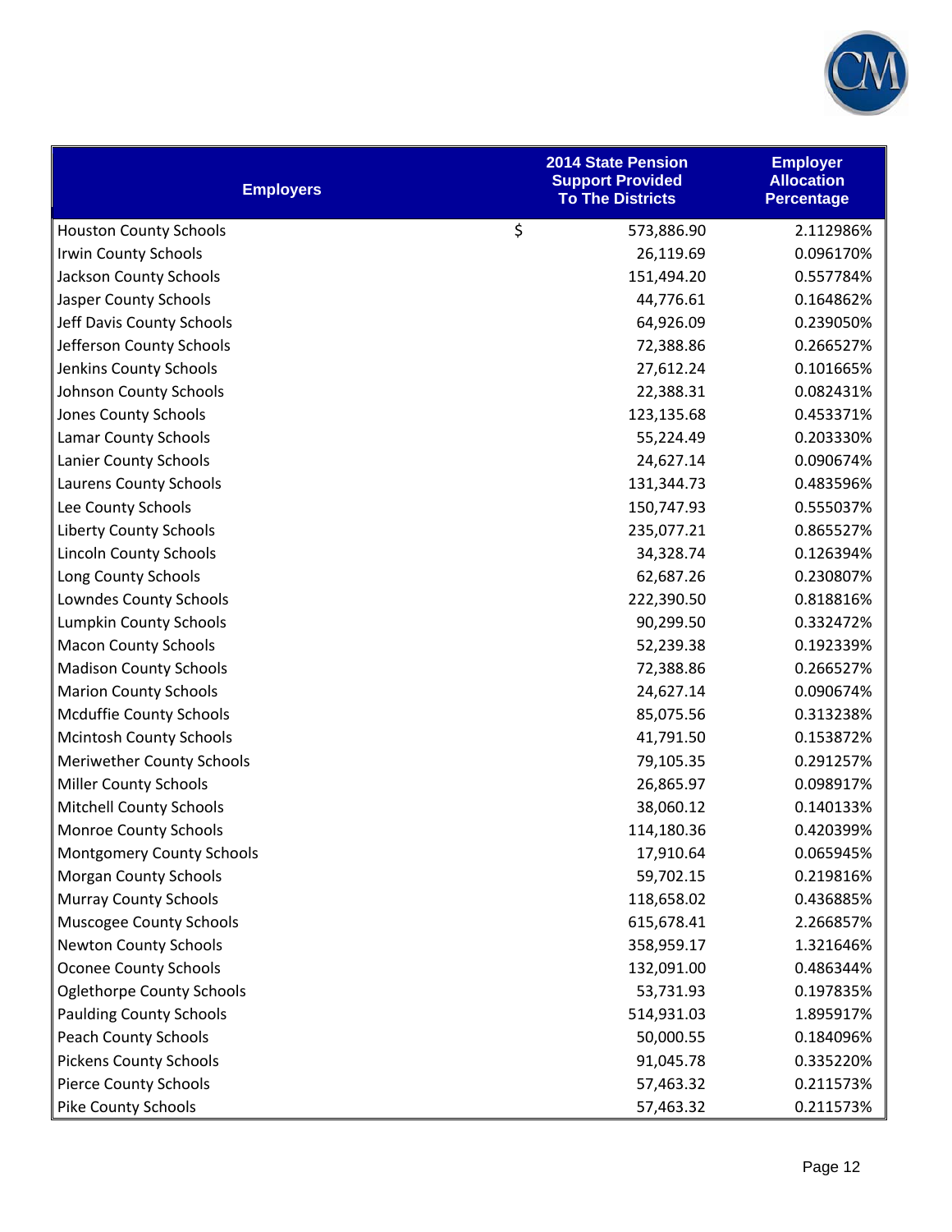| Employers | 2014 State Pension Support Provided To The Districts | Employer Allocation Percentage |
|---|---|---|
| Houston County Schools | $ 573,886.90 | 2.112986% |
| Irwin County Schools | 26,119.69 | 0.096170% |
| Jackson County Schools | 151,494.20 | 0.557784% |
| Jasper County Schools | 44,776.61 | 0.164862% |
| Jeff Davis County Schools | 64,926.09 | 0.239050% |
| Jefferson County Schools | 72,388.86 | 0.266527% |
| Jenkins County Schools | 27,612.24 | 0.101665% |
| Johnson County Schools | 22,388.31 | 0.082431% |
| Jones County Schools | 123,135.68 | 0.453371% |
| Lamar County Schools | 55,224.49 | 0.203330% |
| Lanier County Schools | 24,627.14 | 0.090674% |
| Laurens County Schools | 131,344.73 | 0.483596% |
| Lee County Schools | 150,747.93 | 0.555037% |
| Liberty County Schools | 235,077.21 | 0.865527% |
| Lincoln County Schools | 34,328.74 | 0.126394% |
| Long County Schools | 62,687.26 | 0.230807% |
| Lowndes County Schools | 222,390.50 | 0.818816% |
| Lumpkin County Schools | 90,299.50 | 0.332472% |
| Macon County Schools | 52,239.38 | 0.192339% |
| Madison County Schools | 72,388.86 | 0.266527% |
| Marion County Schools | 24,627.14 | 0.090674% |
| Mcduffie County Schools | 85,075.56 | 0.313238% |
| Mcintosh County Schools | 41,791.50 | 0.153872% |
| Meriwether County Schools | 79,105.35 | 0.291257% |
| Miller County Schools | 26,865.97 | 0.098917% |
| Mitchell County Schools | 38,060.12 | 0.140133% |
| Monroe County Schools | 114,180.36 | 0.420399% |
| Montgomery County Schools | 17,910.64 | 0.065945% |
| Morgan County Schools | 59,702.15 | 0.219816% |
| Murray County Schools | 118,658.02 | 0.436885% |
| Muscogee County Schools | 615,678.41 | 2.266857% |
| Newton County Schools | 358,959.17 | 1.321646% |
| Oconee County Schools | 132,091.00 | 0.486344% |
| Oglethorpe County Schools | 53,731.93 | 0.197835% |
| Paulding County Schools | 514,931.03 | 1.895917% |
| Peach County Schools | 50,000.55 | 0.184096% |
| Pickens County Schools | 91,045.78 | 0.335220% |
| Pierce County Schools | 57,463.32 | 0.211573% |
| Pike County Schools | 57,463.32 | 0.211573% |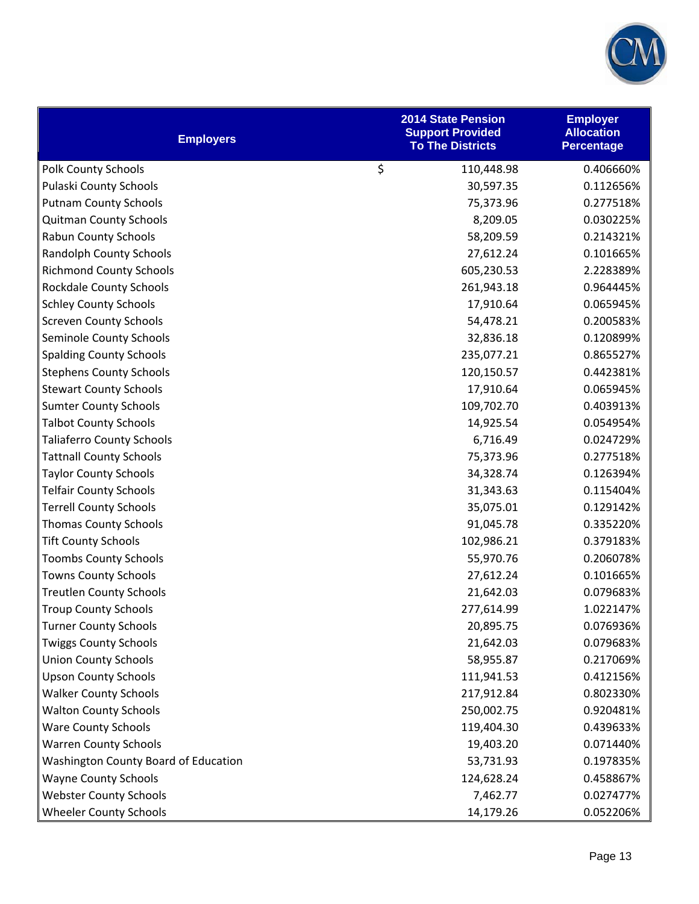| Employers | 2014 State Pension Support Provided To The Districts | Employer Allocation Percentage |
|---|---|---|
| Polk County Schools | $ 110,448.98 | 0.406660% |
| Pulaski County Schools | 30,597.35 | 0.112656% |
| Putnam County Schools | 75,373.96 | 0.277518% |
| Quitman County Schools | 8,209.05 | 0.030225% |
| Rabun County Schools | 58,209.59 | 0.214321% |
| Randolph County Schools | 27,612.24 | 0.101665% |
| Richmond County Schools | 605,230.53 | 2.228389% |
| Rockdale County Schools | 261,943.18 | 0.964445% |
| Schley County Schools | 17,910.64 | 0.065945% |
| Screven County Schools | 54,478.21 | 0.200583% |
| Seminole County Schools | 32,836.18 | 0.120899% |
| Spalding County Schools | 235,077.21 | 0.865527% |
| Stephens County Schools | 120,150.57 | 0.442381% |
| Stewart County Schools | 17,910.64 | 0.065945% |
| Sumter County Schools | 109,702.70 | 0.403913% |
| Talbot County Schools | 14,925.54 | 0.054954% |
| Taliaferro County Schools | 6,716.49 | 0.024729% |
| Tattnall County Schools | 75,373.96 | 0.277518% |
| Taylor County Schools | 34,328.74 | 0.126394% |
| Telfair County Schools | 31,343.63 | 0.115404% |
| Terrell County Schools | 35,075.01 | 0.129142% |
| Thomas County Schools | 91,045.78 | 0.335220% |
| Tift County Schools | 102,986.21 | 0.379183% |
| Toombs County Schools | 55,970.76 | 0.206078% |
| Towns County Schools | 27,612.24 | 0.101665% |
| Treutlen County Schools | 21,642.03 | 0.079683% |
| Troup County Schools | 277,614.99 | 1.022147% |
| Turner County Schools | 20,895.75 | 0.076936% |
| Twiggs County Schools | 21,642.03 | 0.079683% |
| Union County Schools | 58,955.87 | 0.217069% |
| Upson County Schools | 111,941.53 | 0.412156% |
| Walker County Schools | 217,912.84 | 0.802330% |
| Walton County Schools | 250,002.75 | 0.920481% |
| Ware County Schools | 119,404.30 | 0.439633% |
| Warren County Schools | 19,403.20 | 0.071440% |
| Washington County Board of Education | 53,731.93 | 0.197835% |
| Wayne County Schools | 124,628.24 | 0.458867% |
| Webster County Schools | 7,462.77 | 0.027477% |
| Wheeler County Schools | 14,179.26 | 0.052206% |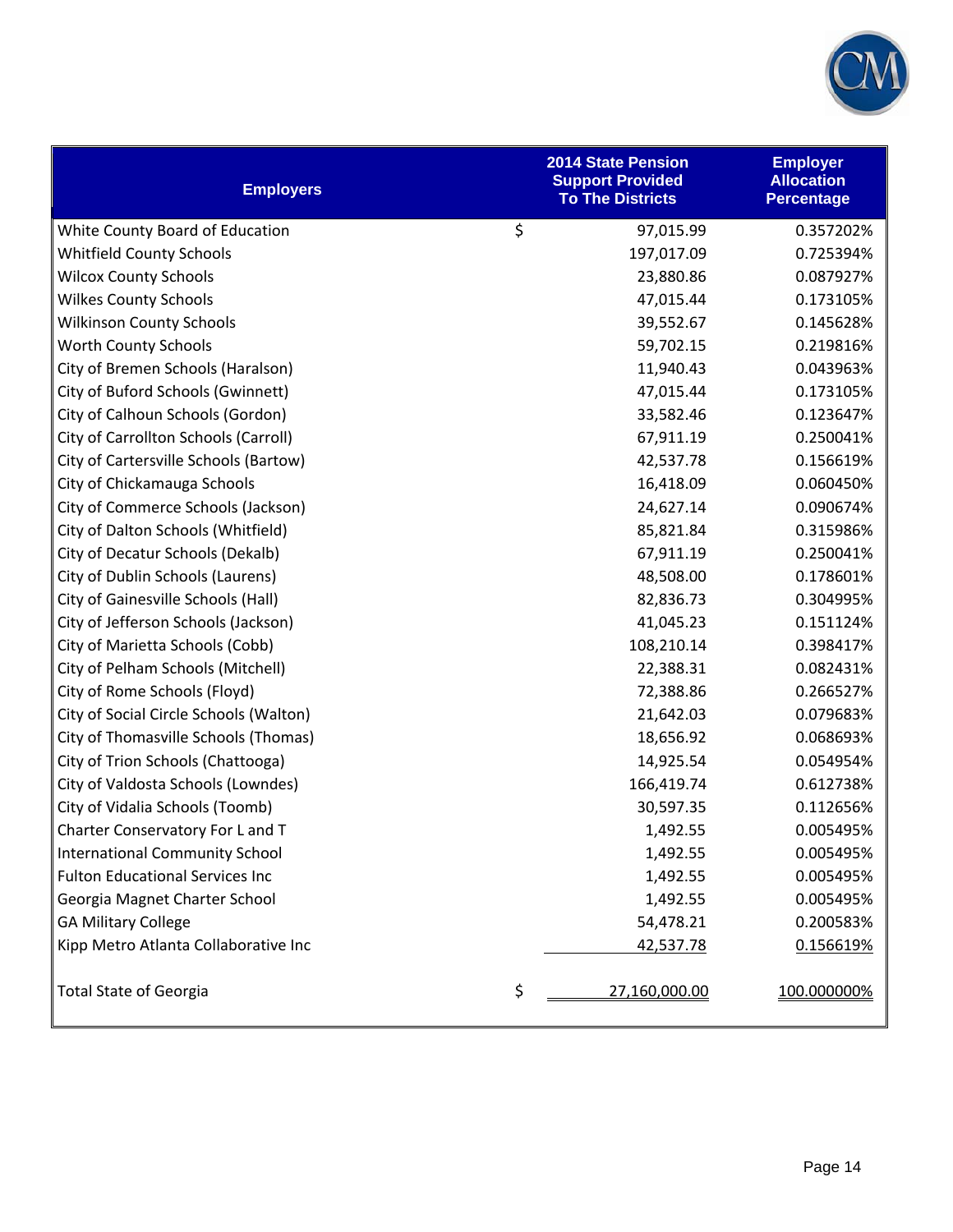| Employers | 2014 State Pension Support Provided To The Districts | Employer Allocation Percentage |
|---|---|---|
| White County Board of Education | $ 97,015.99 | 0.357202% |
| Whitfield County Schools | 197,017.09 | 0.725394% |
| Wilcox County Schools | 23,880.86 | 0.087927% |
| Wilkes County Schools | 47,015.44 | 0.173105% |
| Wilkinson County Schools | 39,552.67 | 0.145628% |
| Worth County Schools | 59,702.15 | 0.219816% |
| City of Bremen Schools (Haralson) | 11,940.43 | 0.043963% |
| City of Buford Schools (Gwinnett) | 47,015.44 | 0.173105% |
| City of Calhoun Schools (Gordon) | 33,582.46 | 0.123647% |
| City of Carrollton Schools (Carroll) | 67,911.19 | 0.250041% |
| City of Cartersville Schools (Bartow) | 42,537.78 | 0.156619% |
| City of Chickamauga Schools | 16,418.09 | 0.060450% |
| City of Commerce Schools (Jackson) | 24,627.14 | 0.090674% |
| City of Dalton Schools (Whitfield) | 85,821.84 | 0.315986% |
| City of Decatur Schools (Dekalb) | 67,911.19 | 0.250041% |
| City of Dublin Schools (Laurens) | 48,508.00 | 0.178601% |
| City of Gainesville Schools (Hall) | 82,836.73 | 0.304995% |
| City of Jefferson Schools (Jackson) | 41,045.23 | 0.151124% |
| City of Marietta Schools (Cobb) | 108,210.14 | 0.398417% |
| City of Pelham Schools (Mitchell) | 22,388.31 | 0.082431% |
| City of Rome Schools (Floyd) | 72,388.86 | 0.266527% |
| City of Social Circle Schools (Walton) | 21,642.03 | 0.079683% |
| City of Thomasville Schools (Thomas) | 18,656.92 | 0.068693% |
| City of Trion Schools (Chattooga) | 14,925.54 | 0.054954% |
| City of Valdosta Schools (Lowndes) | 166,419.74 | 0.612738% |
| City of Vidalia Schools (Toomb) | 30,597.35 | 0.112656% |
| Charter Conservatory For L and T | 1,492.55 | 0.005495% |
| International Community School | 1,492.55 | 0.005495% |
| Fulton Educational Services Inc | 1,492.55 | 0.005495% |
| Georgia Magnet Charter School | 1,492.55 | 0.005495% |
| GA Military College | 54,478.21 | 0.200583% |
| Kipp Metro Atlanta Collaborative Inc | 42,537.78 | 0.156619% |
| Total State of Georgia | $ 27,160,000.00 | 100.000000% |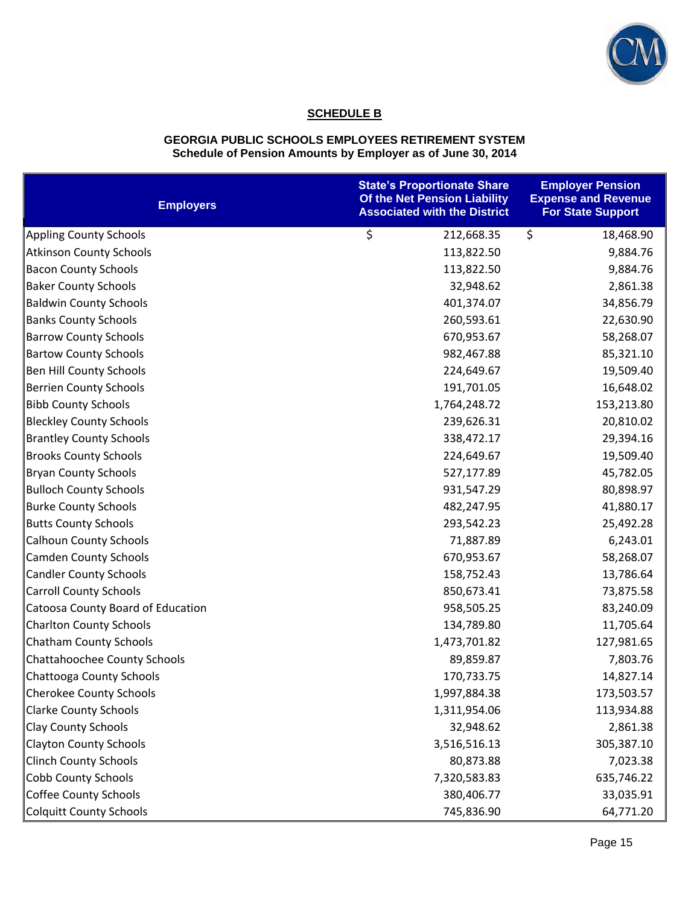**SCHEDULE B**

**GEORGIA PUBLIC SCHOOLS EMPLOYEES RETIREMENT SYSTEM**
**Schedule of Pension Amounts by Employer as of June 30, 2014**

| Employers | State's Proportionate Share Of the Net Pension Liability Associated with the District | Employer Pension Expense and Revenue For State Support |
|---|---|---|
| Appling County Schools | $ 212,668.35 | $ 18,468.90 |
| Atkinson County Schools | 113,822.50 | 9,884.76 |
| Bacon County Schools | 113,822.50 | 9,884.76 |
| Baker County Schools | 32,948.62 | 2,861.38 |
| Baldwin County Schools | 401,374.07 | 34,856.79 |
| Banks County Schools | 260,593.61 | 22,630.90 |
| Barrow County Schools | 670,953.67 | 58,268.07 |
| Bartow County Schools | 982,467.88 | 85,321.10 |
| Ben Hill County Schools | 224,649.67 | 19,509.40 |
| Berrien County Schools | 191,701.05 | 16,648.02 |
| Bibb County Schools | 1,764,248.72 | 153,213.80 |
| Bleckley County Schools | 239,626.31 | 20,810.02 |
| Brantley County Schools | 338,472.17 | 29,394.16 |
| Brooks County Schools | 224,649.67 | 19,509.40 |
| Bryan County Schools | 527,177.89 | 45,782.05 |
| Bulloch County Schools | 931,547.29 | 80,898.97 |
| Burke County Schools | 482,247.95 | 41,880.17 |
| Butts County Schools | 293,542.23 | 25,492.28 |
| Calhoun County Schools | 71,887.89 | 6,243.01 |
| Camden County Schools | 670,953.67 | 58,268.07 |
| Candler County Schools | 158,752.43 | 13,786.64 |
| Carroll County Schools | 850,673.41 | 73,875.58 |
| Catoosa County Board of Education | 958,505.25 | 83,240.09 |
| Charlton County Schools | 134,789.80 | 11,705.64 |
| Chatham County Schools | 1,473,701.82 | 127,981.65 |
| Chattahoochee County Schools | 89,859.87 | 7,803.76 |
| Chattooga County Schools | 170,733.75 | 14,827.14 |
| Cherokee County Schools | 1,997,884.38 | 173,503.57 |
| Clarke County Schools | 1,311,954.06 | 113,934.88 |
| Clay County Schools | 32,948.62 | 2,861.38 |
| Clayton County Schools | 3,516,516.13 | 305,387.10 |
| Clinch County Schools | 80,873.88 | 7,023.38 |
| Cobb County Schools | 7,320,583.83 | 635,746.22 |
| Coffee County Schools | 380,406.77 | 33,035.91 |
| Colquitt County Schools | 745,836.90 | 64,771.20 |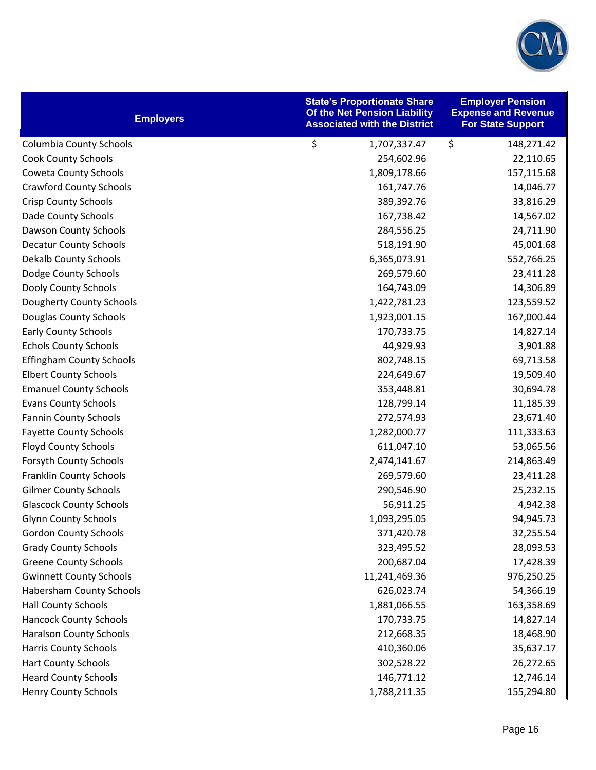| Employers | State's Proportionate Share Of the Net Pension Liability Associated with the District | Employer Pension Expense and Revenue For State Support |
|---|---|---|
| Columbia County Schools | $ 1,707,337.47 | $ 148,271.42 |
| Cook County Schools | 254,602.96 | 22,110.65 |
| Coweta County Schools | 1,809,178.66 | 157,115.68 |
| Crawford County Schools | 161,747.76 | 14,046.77 |
| Crisp County Schools | 389,392.76 | 33,816.29 |
| Dade County Schools | 167,738.42 | 14,567.02 |
| Dawson County Schools | 284,556.25 | 24,711.90 |
| Decatur County Schools | 518,191.90 | 45,001.68 |
| Dekalb County Schools | 6,365,073.91 | 552,766.25 |
| Dodge County Schools | 269,579.60 | 23,411.28 |
| Dooly County Schools | 164,743.09 | 14,306.89 |
| Dougherty County Schools | 1,422,781.23 | 123,559.52 |
| Douglas County Schools | 1,923,001.15 | 167,000.44 |
| Early County Schools | 170,733.75 | 14,827.14 |
| Echols County Schools | 44,929.93 | 3,901.88 |
| Effingham County Schools | 802,748.15 | 69,713.58 |
| Elbert County Schools | 224,649.67 | 19,509.40 |
| Emanuel County Schools | 353,448.81 | 30,694.78 |
| Evans County Schools | 128,799.14 | 11,185.39 |
| Fannin County Schools | 272,574.93 | 23,671.40 |
| Fayette County Schools | 1,282,000.77 | 111,333.63 |
| Floyd County Schools | 611,047.10 | 53,065.56 |
| Forsyth County Schools | 2,474,141.67 | 214,863.49 |
| Franklin County Schools | 269,579.60 | 23,411.28 |
| Gilmer County Schools | 290,546.90 | 25,232.15 |
| Glascock County Schools | 56,911.25 | 4,942.38 |
| Glynn County Schools | 1,093,295.05 | 94,945.73 |
| Gordon County Schools | 371,420.78 | 32,255.54 |
| Grady County Schools | 323,495.52 | 28,093.53 |
| Greene County Schools | 200,687.04 | 17,428.39 |
| Gwinnett County Schools | 11,241,469.36 | 976,250.25 |
| Habersham County Schools | 626,023.74 | 54,366.19 |
| Hall County Schools | 1,881,066.55 | 163,358.69 |
| Hancock County Schools | 170,733.75 | 14,827.14 |
| Haralson County Schools | 212,668.35 | 18,468.90 |
| Harris County Schools | 410,360.06 | 35,637.17 |
| Hart County Schools | 302,528.22 | 26,272.65 |
| Heard County Schools | 146,771.12 | 12,746.14 |
| Henry County Schools | 1,788,211.35 | 155,294.80 |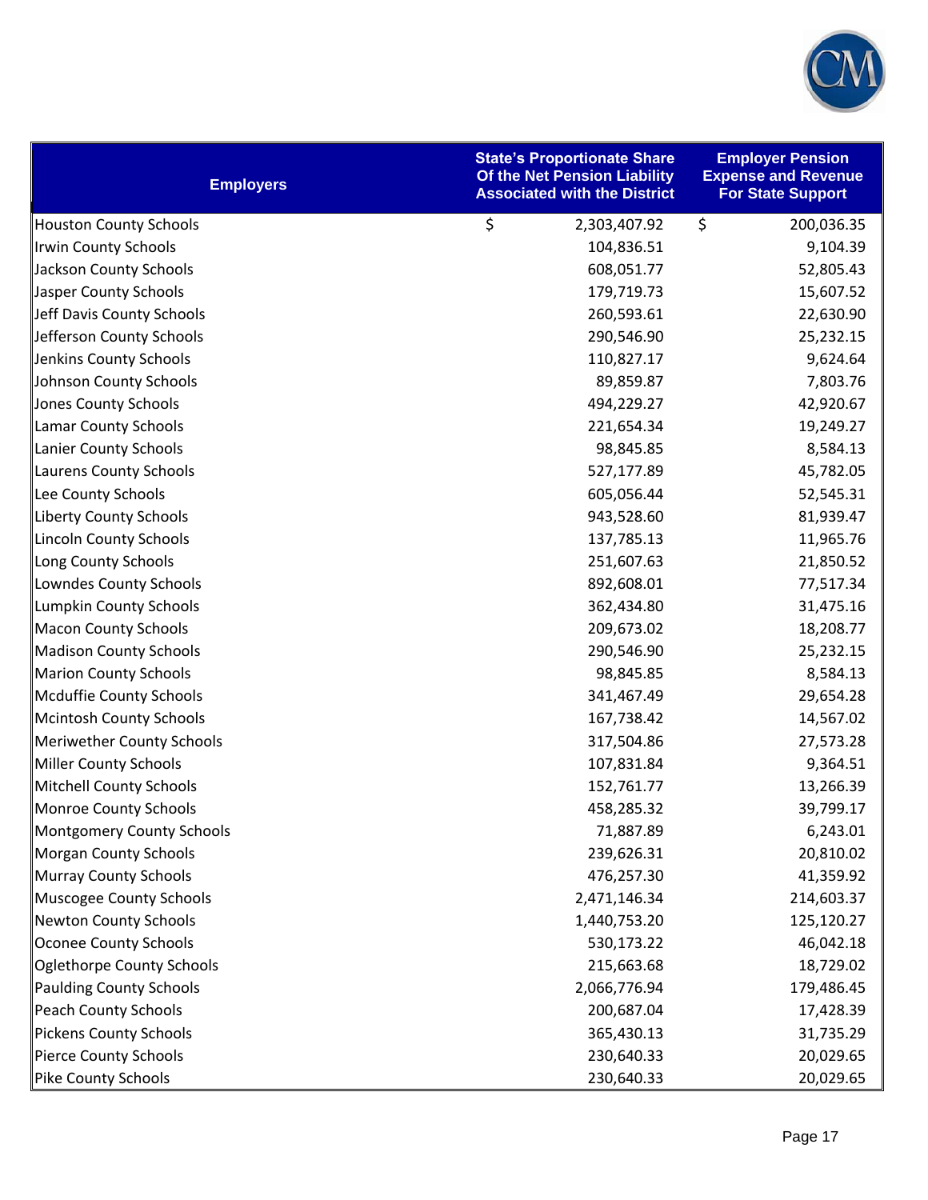| Employers | State's Proportionate Share Of the Net Pension Liability Associated with the District | Employer Pension Expense and Revenue For State Support |
|---|---|---|
| Houston County Schools | $ 2,303,407.92 | $ 200,036.35 |
| Irwin County Schools | 104,836.51 | 9,104.39 |
| Jackson County Schools | 608,051.77 | 52,805.43 |
| Jasper County Schools | 179,719.73 | 15,607.52 |
| Jeff Davis County Schools | 260,593.61 | 22,630.90 |
| Jefferson County Schools | 290,546.90 | 25,232.15 |
| Jenkins County Schools | 110,827.17 | 9,624.64 |
| Johnson County Schools | 89,859.87 | 7,803.76 |
| Jones County Schools | 494,229.27 | 42,920.67 |
| Lamar County Schools | 221,654.34 | 19,249.27 |
| Lanier County Schools | 98,845.85 | 8,584.13 |
| Laurens County Schools | 527,177.89 | 45,782.05 |
| Lee County Schools | 605,056.44 | 52,545.31 |
| Liberty County Schools | 943,528.60 | 81,939.47 |
| Lincoln County Schools | 137,785.13 | 11,965.76 |
| Long County Schools | 251,607.63 | 21,850.52 |
| Lowndes County Schools | 892,608.01 | 77,517.34 |
| Lumpkin County Schools | 362,434.80 | 31,475.16 |
| Macon County Schools | 209,673.02 | 18,208.77 |
| Madison County Schools | 290,546.90 | 25,232.15 |
| Marion County Schools | 98,845.85 | 8,584.13 |
| Mcduffie County Schools | 341,467.49 | 29,654.28 |
| Mcintosh County Schools | 167,738.42 | 14,567.02 |
| Meriwether County Schools | 317,504.86 | 27,573.28 |
| Miller County Schools | 107,831.84 | 9,364.51 |
| Mitchell County Schools | 152,761.77 | 13,266.39 |
| Monroe County Schools | 458,285.32 | 39,799.17 |
| Montgomery County Schools | 71,887.89 | 6,243.01 |
| Morgan County Schools | 239,626.31 | 20,810.02 |
| Murray County Schools | 476,257.30 | 41,359.92 |
| Muscogee County Schools | 2,471,146.34 | 214,603.37 |
| Newton County Schools | 1,440,753.20 | 125,120.27 |
| Oconee County Schools | 530,173.22 | 46,042.18 |
| Oglethorpe County Schools | 215,663.68 | 18,729.02 |
| Paulding County Schools | 2,066,776.94 | 179,486.45 |
| Peach County Schools | 200,687.04 | 17,428.39 |
| Pickens County Schools | 365,430.13 | 31,735.29 |
| Pierce County Schools | 230,640.33 | 20,029.65 |
| Pike County Schools | 230,640.33 | 20,029.65 |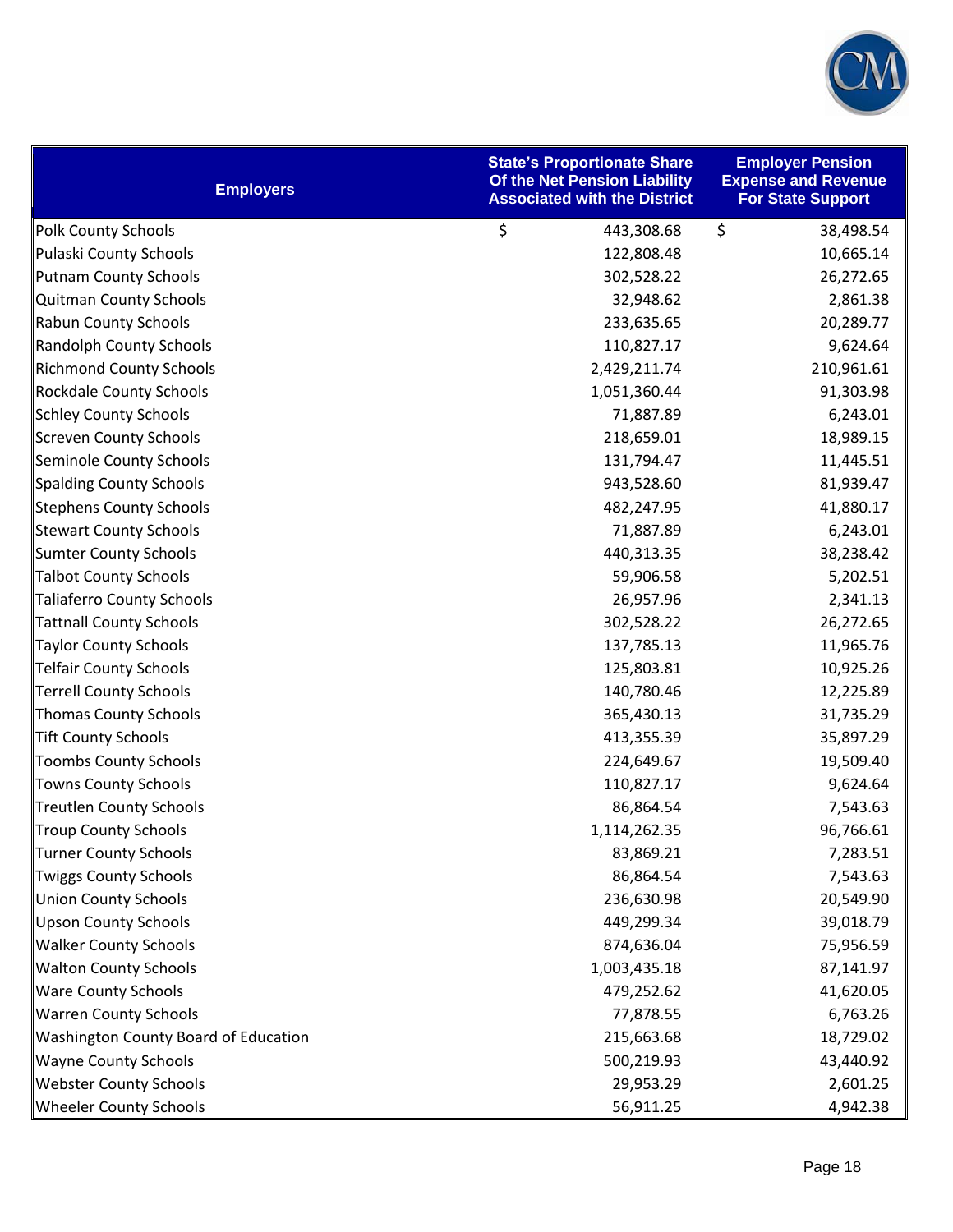| Employers | State's Proportionate Share Of the Net Pension Liability Associated with the District | Employer Pension Expense and Revenue For State Support |
|---|---|---|
| Polk County Schools | $ 443,308.68 | $ 38,498.54 |
| Pulaski County Schools | 122,808.48 | 10,665.14 |
| Putnam County Schools | 302,528.22 | 26,272.65 |
| Quitman County Schools | 32,948.62 | 2,861.38 |
| Rabun County Schools | 233,635.65 | 20,289.77 |
| Randolph County Schools | 110,827.17 | 9,624.64 |
| Richmond County Schools | 2,429,211.74 | 210,961.61 |
| Rockdale County Schools | 1,051,360.44 | 91,303.98 |
| Schley County Schools | 71,887.89 | 6,243.01 |
| Screven County Schools | 218,659.01 | 18,989.15 |
| Seminole County Schools | 131,794.47 | 11,445.51 |
| Spalding County Schools | 943,528.60 | 81,939.47 |
| Stephens County Schools | 482,247.95 | 41,880.17 |
| Stewart County Schools | 71,887.89 | 6,243.01 |
| Sumter County Schools | 440,313.35 | 38,238.42 |
| Talbot County Schools | 59,906.58 | 5,202.51 |
| Taliaferro County Schools | 26,957.96 | 2,341.13 |
| Tattnall County Schools | 302,528.22 | 26,272.65 |
| Taylor County Schools | 137,785.13 | 11,965.76 |
| Telfair County Schools | 125,803.81 | 10,925.26 |
| Terrell County Schools | 140,780.46 | 12,225.89 |
| Thomas County Schools | 365,430.13 | 31,735.29 |
| Tift County Schools | 413,355.39 | 35,897.29 |
| Toombs County Schools | 224,649.67 | 19,509.40 |
| Towns County Schools | 110,827.17 | 9,624.64 |
| Treutlen County Schools | 86,864.54 | 7,543.63 |
| Troup County Schools | 1,114,262.35 | 96,766.61 |
| Turner County Schools | 83,869.21 | 7,283.51 |
| Twiggs County Schools | 86,864.54 | 7,543.63 |
| Union County Schools | 236,630.98 | 20,549.90 |
| Upson County Schools | 449,299.34 | 39,018.79 |
| Walker County Schools | 874,636.04 | 75,956.59 |
| Walton County Schools | 1,003,435.18 | 87,141.97 |
| Ware County Schools | 479,252.62 | 41,620.05 |
| Warren County Schools | 77,878.55 | 6,763.26 |
| Washington County Board of Education | 215,663.68 | 18,729.02 |
| Wayne County Schools | 500,219.93 | 43,440.92 |
| Webster County Schools | 29,953.29 | 2,601.25 |
| Wheeler County Schools | 56,911.25 | 4,942.38 |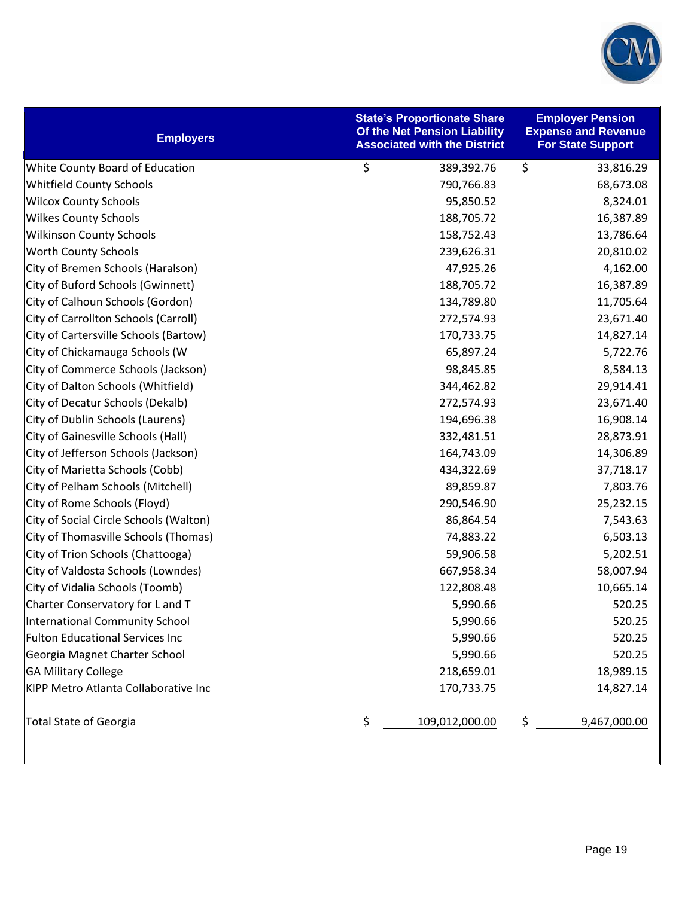| Employers | State's Proportionate Share Of the Net Pension Liability Associated with the District | Employer Pension Expense and Revenue For State Support |
|---|---|---|
| White County Board of Education | $ 389,392.76 | $ 33,816.29 |
| Whitfield County Schools | 790,766.83 | 68,673.08 |
| Wilcox County Schools | 95,850.52 | 8,324.01 |
| Wilkes County Schools | 188,705.72 | 16,387.89 |
| Wilkinson County Schools | 158,752.43 | 13,786.64 |
| Worth County Schools | 239,626.31 | 20,810.02 |
| City of Bremen Schools (Haralson) | 47,925.26 | 4,162.00 |
| City of Buford Schools (Gwinnett) | 188,705.72 | 16,387.89 |
| City of Calhoun Schools (Gordon) | 134,789.80 | 11,705.64 |
| City of Carrollton Schools (Carroll) | 272,574.93 | 23,671.40 |
| City of Cartersville Schools (Bartow) | 170,733.75 | 14,827.14 |
| City of Chickamauga Schools (W | 65,897.24 | 5,722.76 |
| City of Commerce Schools (Jackson) | 98,845.85 | 8,584.13 |
| City of Dalton Schools (Whitfield) | 344,462.82 | 29,914.41 |
| City of Decatur Schools (Dekalb) | 272,574.93 | 23,671.40 |
| City of Dublin Schools (Laurens) | 194,696.38 | 16,908.14 |
| City of Gainesville Schools (Hall) | 332,481.51 | 28,873.91 |
| City of Jefferson Schools (Jackson) | 164,743.09 | 14,306.89 |
| City of Marietta Schools (Cobb) | 434,322.69 | 37,718.17 |
| City of Pelham Schools (Mitchell) | 89,859.87 | 7,803.76 |
| City of Rome Schools (Floyd) | 290,546.90 | 25,232.15 |
| City of Social Circle Schools (Walton) | 86,864.54 | 7,543.63 |
| City of Thomasville Schools (Thomas) | 74,883.22 | 6,503.13 |
| City of Trion Schools (Chattooga) | 59,906.58 | 5,202.51 |
| City of Valdosta Schools (Lowndes) | 667,958.34 | 58,007.94 |
| City of Vidalia Schools (Toomb) | 122,808.48 | 10,665.14 |
| Charter Conservatory for L and T | 5,990.66 | 520.25 |
| International Community School | 5,990.66 | 520.25 |
| Fulton Educational Services Inc | 5,990.66 | 520.25 |
| Georgia Magnet Charter School | 5,990.66 | 520.25 |
| GA Military College | 218,659.01 | 18,989.15 |
| KIPP Metro Atlanta Collaborative Inc | 170,733.75 | 14,827.14 |
| Total State of Georgia | $ 109,012,000.00 | $ 9,467,000.00 |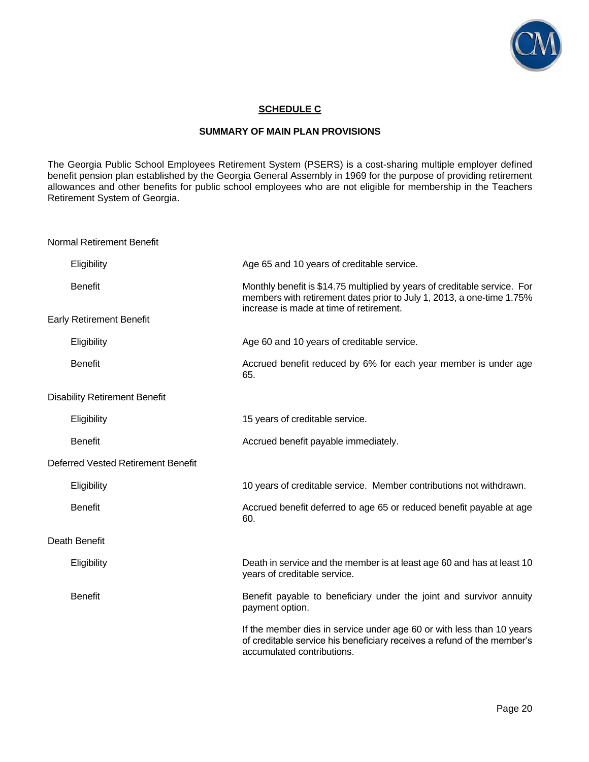## SCHEDULE C

### SUMMARY OF MAIN PLAN PROVISIONS

The Georgia Public School Employees Retirement System (PSERS) is a cost-sharing multiple employer defined benefit pension plan established by the Georgia General Assembly in 1969 for the purpose of providing retirement allowances and other benefits for public school employees who are not eligible for membership in the Teachers Retirement System of Georgia.

**Normal Retirement Benefit**

| | |
|---|---|
| Eligibility | Age 65 and 10 years of creditable service. |
| Benefit | Monthly benefit is $14.75 multiplied by years of creditable service. For members with retirement dates prior to July 1, 2013, a one-time 1.75% increase is made at time of retirement. |

**Early Retirement Benefit**

| | |
|---|---|
| Eligibility | Age 60 and 10 years of creditable service. |
| Benefit | Accrued benefit reduced by 6% for each year member is under age 65. |

**Disability Retirement Benefit**

| | |
|---|---|
| Eligibility | 15 years of creditable service. |
| Benefit | Accrued benefit payable immediately. |

**Deferred Vested Retirement Benefit**

| | |
|---|---|
| Eligibility | 10 years of creditable service. Member contributions not withdrawn. |
| Benefit | Accrued benefit deferred to age 65 or reduced benefit payable at age 60. |

**Death Benefit**

| | |
|---|---|
| Eligibility | Death in service and the member is at least age 60 and has at least 10 years of creditable service. |
| Benefit | Benefit payable to beneficiary under the joint and survivor annuity payment option. |
| | If the member dies in service under age 60 or with less than 10 years of creditable service his beneficiary receives a refund of the member's accumulated contributions. |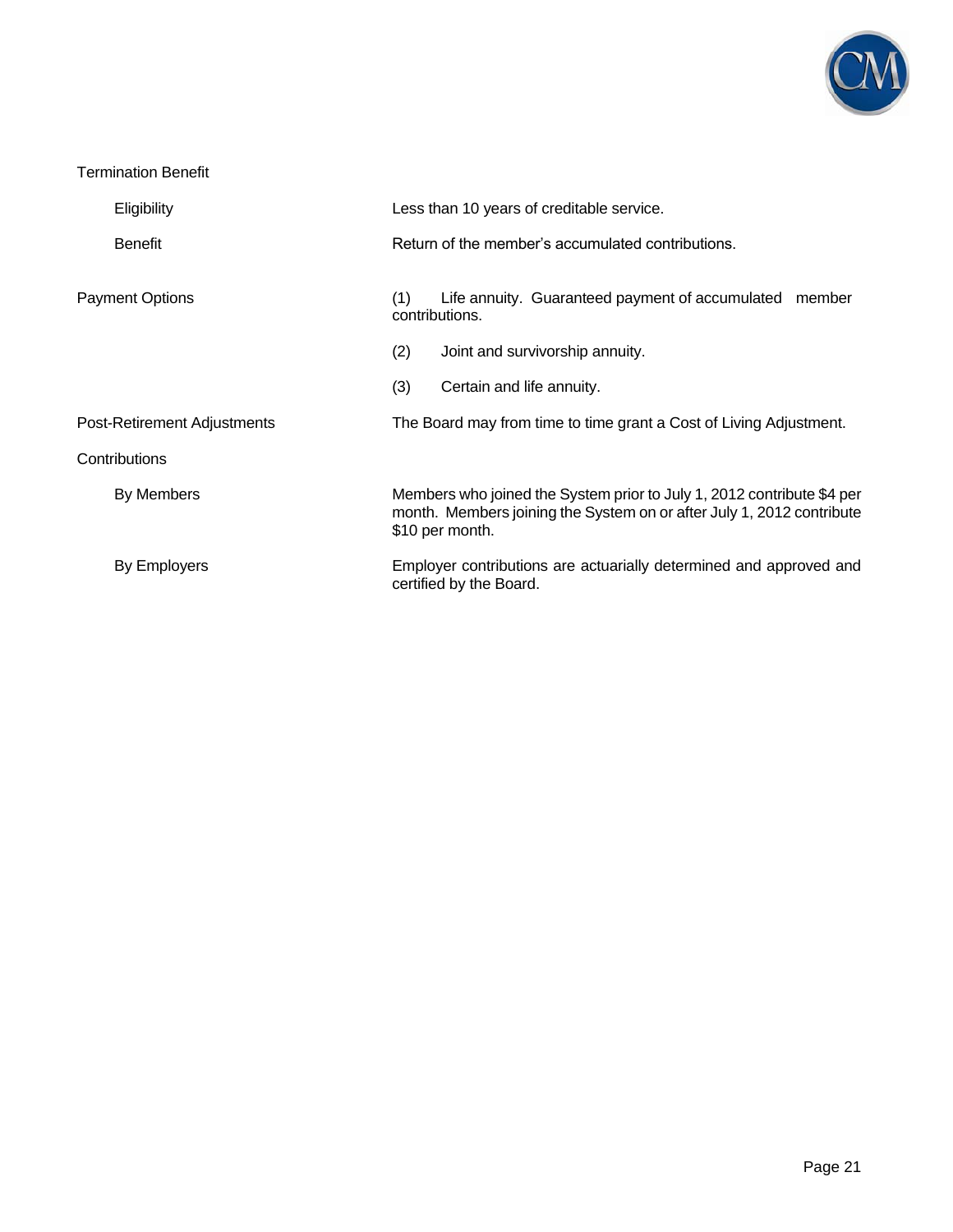Termination Benefit

| | |
|---|---|
| Eligibility | Less than 10 years of creditable service. |
| Benefit | Return of the member's accumulated contributions. |

| | |
|---|---|
| Payment Options | (1) Life annuity. Guaranteed payment of accumulated member contributions. |
| | (2) Joint and survivorship annuity. |
| | (3) Certain and life annuity. |
| Post-Retirement Adjustments | The Board may from time to time grant a Cost of Living Adjustment. |

Contributions

| | |
|---|---|
| By Members | Members who joined the System prior to July 1, 2012 contribute $4 per month. Members joining the System on or after July 1, 2012 contribute $10 per month. |
| By Employers | Employer contributions are actuarially determined and approved and certified by the Board. |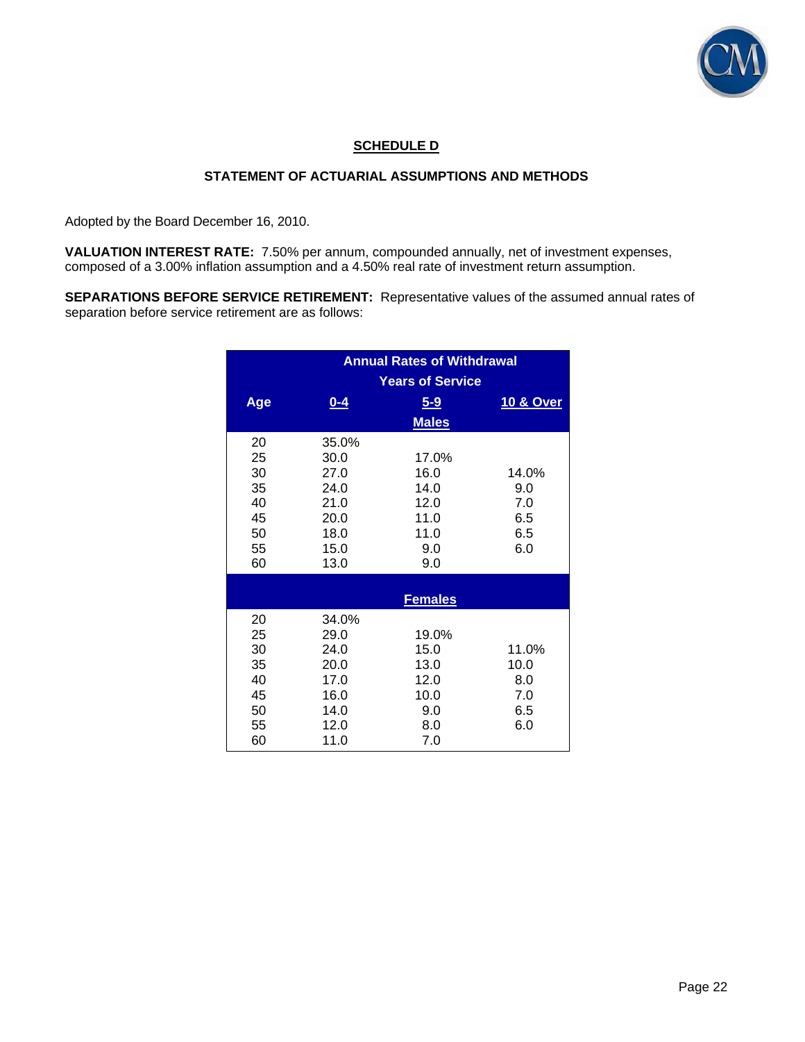## SCHEDULE D

### STATEMENT OF ACTUARIAL ASSUMPTIONS AND METHODS

Adopted by the Board December 16, 2010.

**VALUATION INTEREST RATE:** 7.50% per annum, compounded annually, net of investment expenses, composed of a 3.00% inflation assumption and a 4.50% real rate of investment return assumption.

**SEPARATIONS BEFORE SERVICE RETIREMENT:** Representative values of the assumed annual rates of separation before service retirement are as follows:

| Annual Rates of Withdrawal | | | |
|---|---|---|---|
| | Years of Service | | |
| Age | 0-4 | 5-9 | 10 & Over |
| | | **Males** | |
| 20 | 35.0% | | |
| 25 | 30.0 | 17.0% | |
| 30 | 27.0 | 16.0 | 14.0% |
| 35 | 24.0 | 14.0 | 9.0 |
| 40 | 21.0 | 12.0 | 7.0 |
| 45 | 20.0 | 11.0 | 6.5 |
| 50 | 18.0 | 11.0 | 6.5 |
| 55 | 15.0 | 9.0 | 6.0 |
| 60 | 13.0 | 9.0 | |
| | | **Females** | |
| 20 | 34.0% | | |
| 25 | 29.0 | 19.0% | |
| 30 | 24.0 | 15.0 | 11.0% |
| 35 | 20.0 | 13.0 | 10.0 |
| 40 | 17.0 | 12.0 | 8.0 |
| 45 | 16.0 | 10.0 | 7.0 |
| 50 | 14.0 | 9.0 | 6.5 |
| 55 | 12.0 | 8.0 | 6.0 |
| 60 | 11.0 | 7.0 | |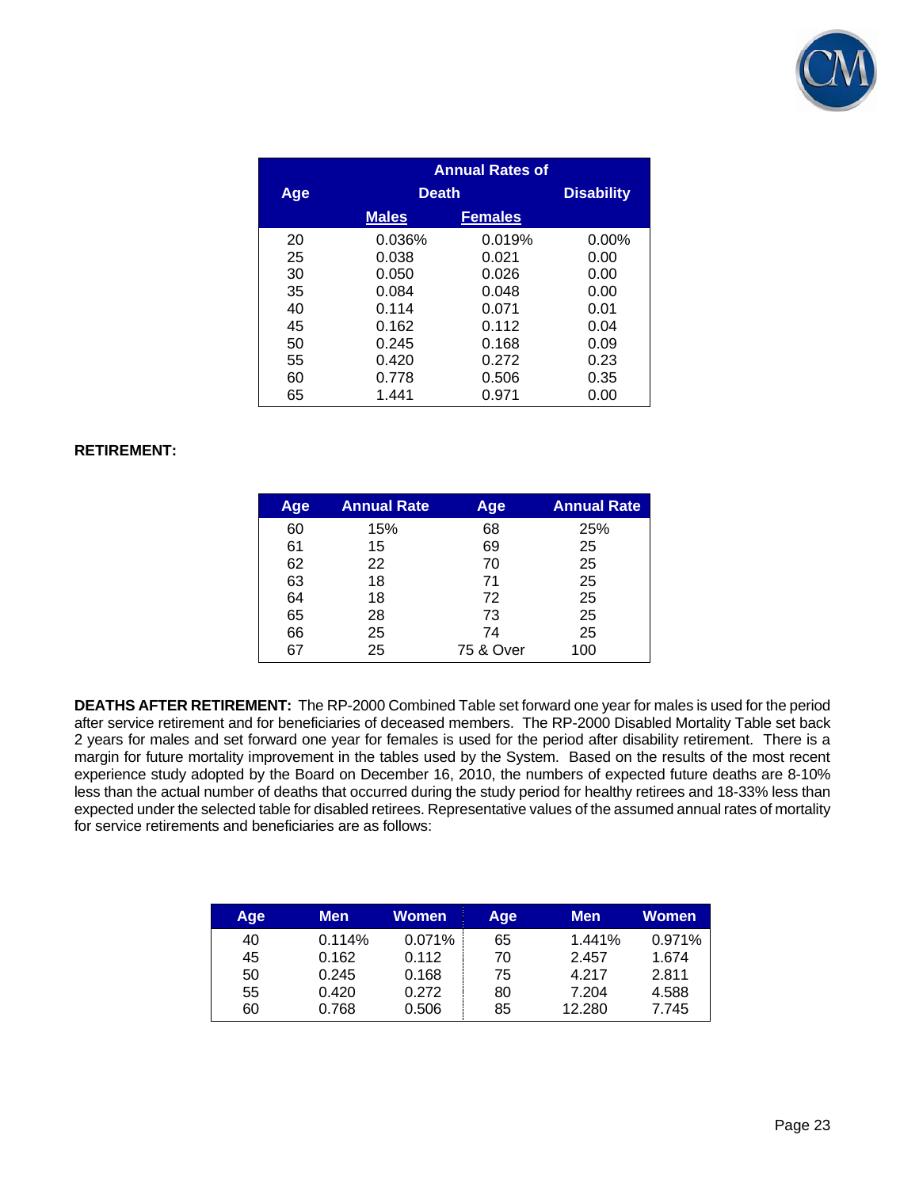| Age | Annual Rates of Death | | Disability |
|---|---|---|---|
| | Males | Females | |
| 20 | 0.036% | 0.019% | 0.00% |
| 25 | 0.038 | 0.021 | 0.00 |
| 30 | 0.050 | 0.026 | 0.00 |
| 35 | 0.084 | 0.048 | 0.00 |
| 40 | 0.114 | 0.071 | 0.01 |
| 45 | 0.162 | 0.112 | 0.04 |
| 50 | 0.245 | 0.168 | 0.09 |
| 55 | 0.420 | 0.272 | 0.23 |
| 60 | 0.778 | 0.506 | 0.35 |
| 65 | 1.441 | 0.971 | 0.00 |

**RETIREMENT:**

| Age | Annual Rate | Age | Annual Rate |
|---|---|---|---|
| 60 | 15% | 68 | 25% |
| 61 | 15 | 69 | 25 |
| 62 | 22 | 70 | 25 |
| 63 | 18 | 71 | 25 |
| 64 | 18 | 72 | 25 |
| 65 | 28 | 73 | 25 |
| 66 | 25 | 74 | 25 |
| 67 | 25 | 75 & Over | 100 |

**DEATHS AFTER RETIREMENT:** The RP-2000 Combined Table set forward one year for males is used for the period after service retirement and for beneficiaries of deceased members. The RP-2000 Disabled Mortality Table set back 2 years for males and set forward one year for females is used for the period after disability retirement. There is a margin for future mortality improvement in the tables used by the System. Based on the results of the most recent experience study adopted by the Board on December 16, 2010, the numbers of expected future deaths are 8-10% less than the actual number of deaths that occurred during the study period for healthy retirees and 18-33% less than expected under the selected table for disabled retirees. Representative values of the assumed annual rates of mortality for service retirements and beneficiaries are as follows:

| Age | Men | Women | Age | Men | Women |
|---|---|---|---|---|---|
| 40 | 0.114% | 0.071% | 65 | 1.441% | 0.971% |
| 45 | 0.162 | 0.112 | 70 | 2.457 | 1.674 |
| 50 | 0.245 | 0.168 | 75 | 4.217 | 2.811 |
| 55 | 0.420 | 0.272 | 80 | 7.204 | 4.588 |
| 60 | 0.768 | 0.506 | 85 | 12.280 | 7.745 |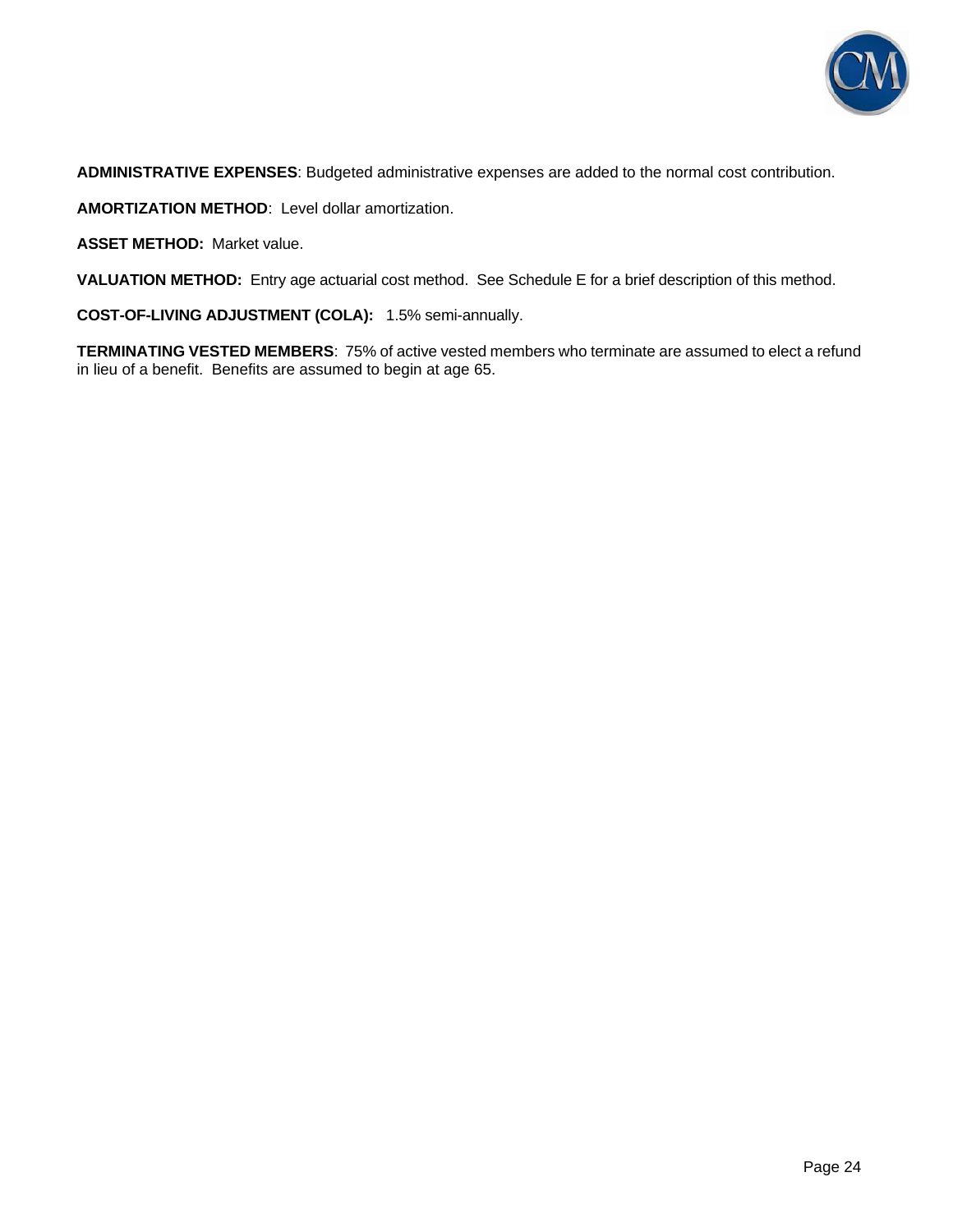**ADMINISTRATIVE EXPENSES**: Budgeted administrative expenses are added to the normal cost contribution.

**AMORTIZATION METHOD**: Level dollar amortization.

**ASSET METHOD:** Market value.

**VALUATION METHOD:** Entry age actuarial cost method. See Schedule E for a brief description of this method.

**COST-OF-LIVING ADJUSTMENT (COLA):** 1.5% semi-annually.

**TERMINATING VESTED MEMBERS**: 75% of active vested members who terminate are assumed to elect a refund in lieu of a benefit. Benefits are assumed to begin at age 65.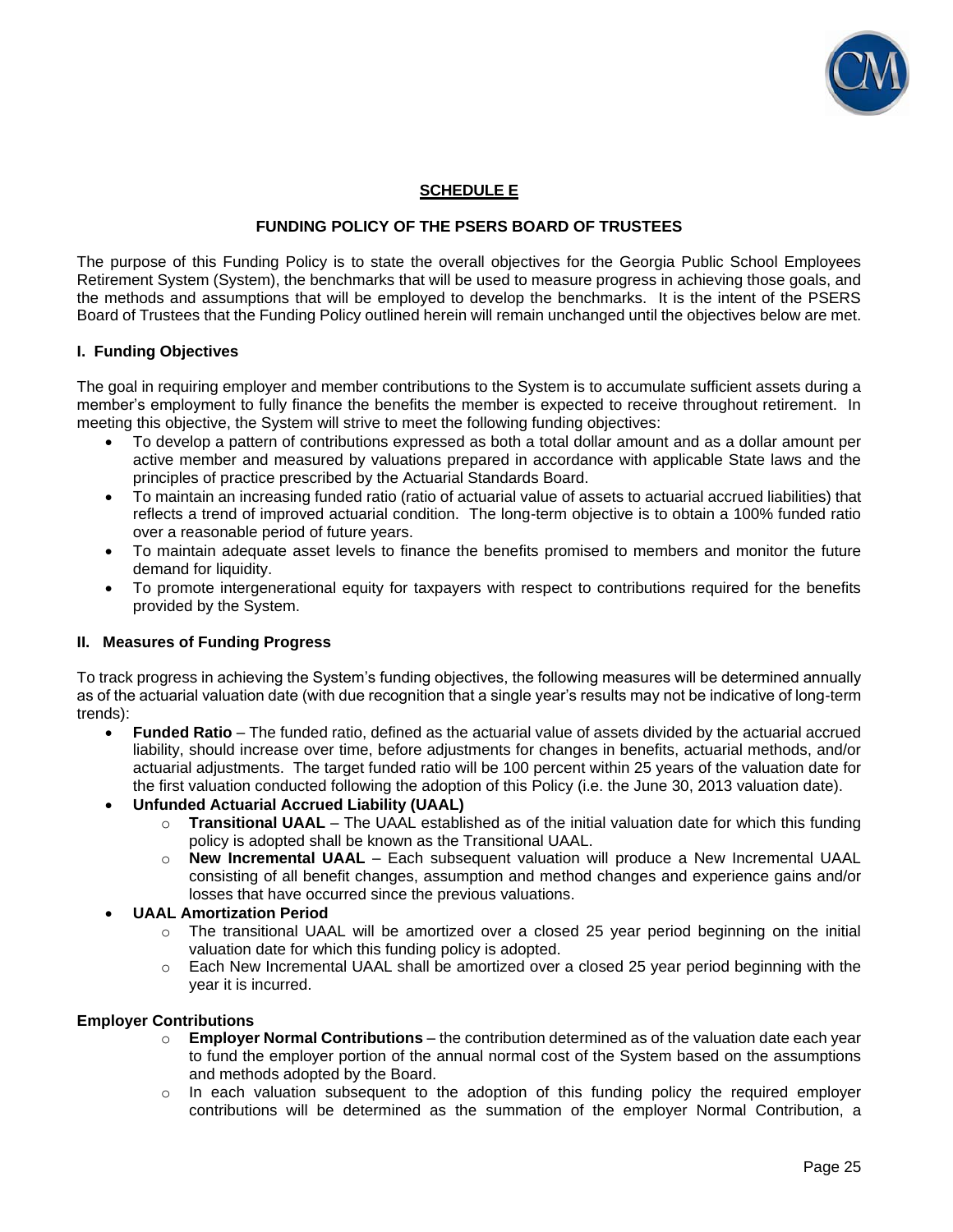## SCHEDULE E

### FUNDING POLICY OF THE PSERS BOARD OF TRUSTEES

The purpose of this Funding Policy is to state the overall objectives for the Georgia Public School Employees Retirement System (System), the benchmarks that will be used to measure progress in achieving those goals, and the methods and assumptions that will be employed to develop the benchmarks. It is the intent of the PSERS Board of Trustees that the Funding Policy outlined herein will remain unchanged until the objectives below are met.

#### I. Funding Objectives

The goal in requiring employer and member contributions to the System is to accumulate sufficient assets during a member's employment to fully finance the benefits the member is expected to receive throughout retirement. In meeting this objective, the System will strive to meet the following funding objectives:

- To develop a pattern of contributions expressed as both a total dollar amount and as a dollar amount per active member and measured by valuations prepared in accordance with applicable State laws and the principles of practice prescribed by the Actuarial Standards Board.
- To maintain an increasing funded ratio (ratio of actuarial value of assets to actuarial accrued liabilities) that reflects a trend of improved actuarial condition. The long-term objective is to obtain a 100% funded ratio over a reasonable period of future years.
- To maintain adequate asset levels to finance the benefits promised to members and monitor the future demand for liquidity.
- To promote intergenerational equity for taxpayers with respect to contributions required for the benefits provided by the System.

#### II. Measures of Funding Progress

To track progress in achieving the System's funding objectives, the following measures will be determined annually as of the actuarial valuation date (with due recognition that a single year's results may not be indicative of long-term trends):

- **Funded Ratio** – The funded ratio, defined as the actuarial value of assets divided by the actuarial accrued liability, should increase over time, before adjustments for changes in benefits, actuarial methods, and/or actuarial adjustments. The target funded ratio will be 100 percent within 25 years of the valuation date for the first valuation conducted following the adoption of this Policy (i.e. the June 30, 2013 valuation date).
- **Unfunded Actuarial Accrued Liability (UAAL)**
  - **Transitional UAAL** – The UAAL established as of the initial valuation date for which this funding policy is adopted shall be known as the Transitional UAAL.
  - **New Incremental UAAL** – Each subsequent valuation will produce a New Incremental UAAL consisting of all benefit changes, assumption and method changes and experience gains and/or losses that have occurred since the previous valuations.
- **UAAL Amortization Period**
  - The transitional UAAL will be amortized over a closed 25 year period beginning on the initial valuation date for which this funding policy is adopted.
  - Each New Incremental UAAL shall be amortized over a closed 25 year period beginning with the year it is incurred.

**Employer Contributions**

- **Employer Normal Contributions** – the contribution determined as of the valuation date each year to fund the employer portion of the annual normal cost of the System based on the assumptions and methods adopted by the Board.
- In each valuation subsequent to the adoption of this funding policy the required employer contributions will be determined as the summation of the employer Normal Contribution, a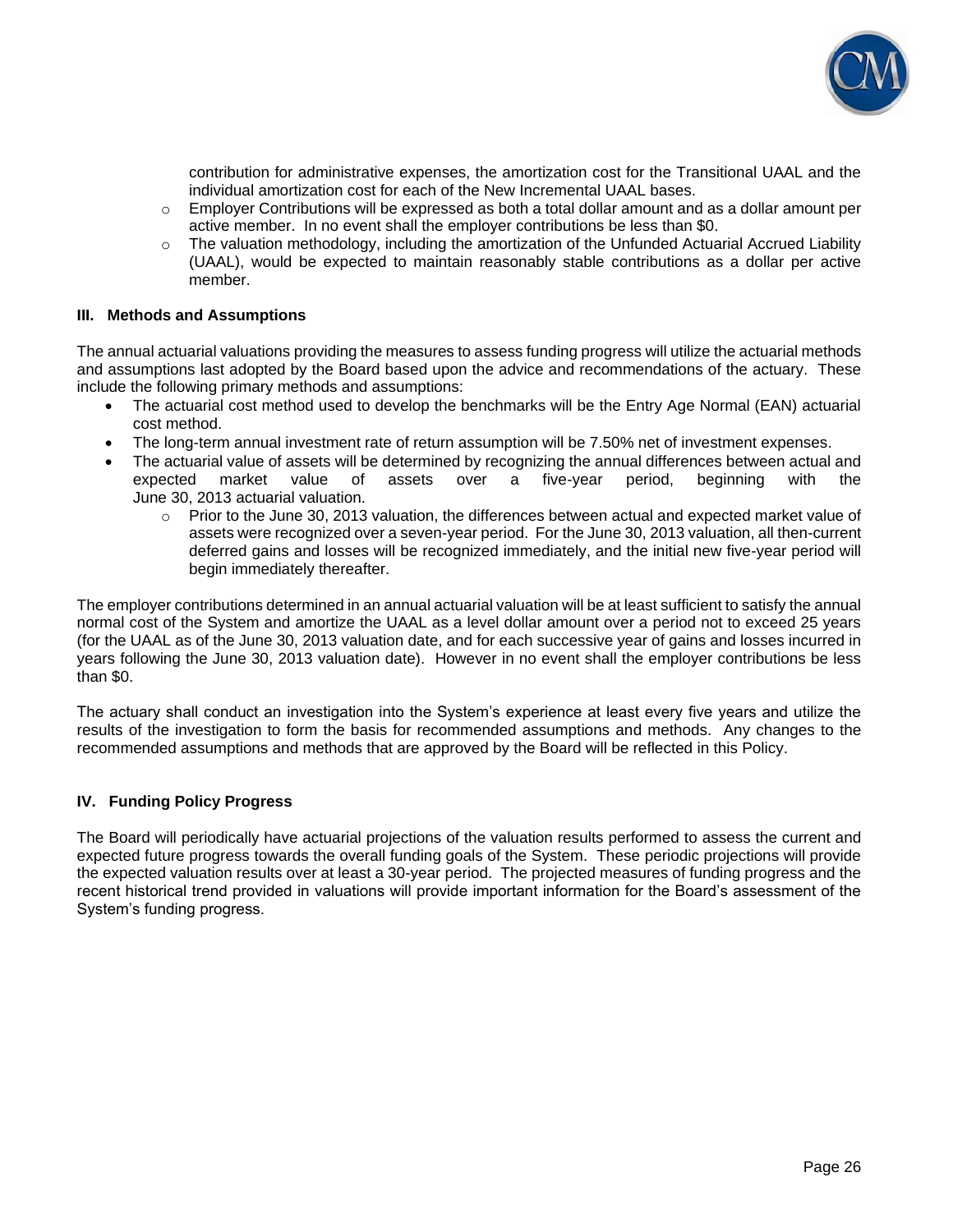contribution for administrative expenses, the amortization cost for the Transitional UAAL and the individual amortization cost for each of the New Incremental UAAL bases.

- Employer Contributions will be expressed as both a total dollar amount and as a dollar amount per active member. In no event shall the employer contributions be less than $0.
- The valuation methodology, including the amortization of the Unfunded Actuarial Accrued Liability (UAAL), would be expected to maintain reasonably stable contributions as a dollar per active member.

### III. Methods and Assumptions

The annual actuarial valuations providing the measures to assess funding progress will utilize the actuarial methods and assumptions last adopted by the Board based upon the advice and recommendations of the actuary. These include the following primary methods and assumptions:

- The actuarial cost method used to develop the benchmarks will be the Entry Age Normal (EAN) actuarial cost method.
- The long-term annual investment rate of return assumption will be 7.50% net of investment expenses.
- The actuarial value of assets will be determined by recognizing the annual differences between actual and expected market value of assets over a five-year period, beginning with the June 30, 2013 actuarial valuation.
  - Prior to the June 30, 2013 valuation, the differences between actual and expected market value of assets were recognized over a seven-year period. For the June 30, 2013 valuation, all then-current deferred gains and losses will be recognized immediately, and the initial new five-year period will begin immediately thereafter.

The employer contributions determined in an annual actuarial valuation will be at least sufficient to satisfy the annual normal cost of the System and amortize the UAAL as a level dollar amount over a period not to exceed 25 years (for the UAAL as of the June 30, 2013 valuation date, and for each successive year of gains and losses incurred in years following the June 30, 2013 valuation date). However in no event shall the employer contributions be less than $0.

The actuary shall conduct an investigation into the System's experience at least every five years and utilize the results of the investigation to form the basis for recommended assumptions and methods. Any changes to the recommended assumptions and methods that are approved by the Board will be reflected in this Policy.

### IV. Funding Policy Progress

The Board will periodically have actuarial projections of the valuation results performed to assess the current and expected future progress towards the overall funding goals of the System. These periodic projections will provide the expected valuation results over at least a 30-year period. The projected measures of funding progress and the recent historical trend provided in valuations will provide important information for the Board's assessment of the System's funding progress.